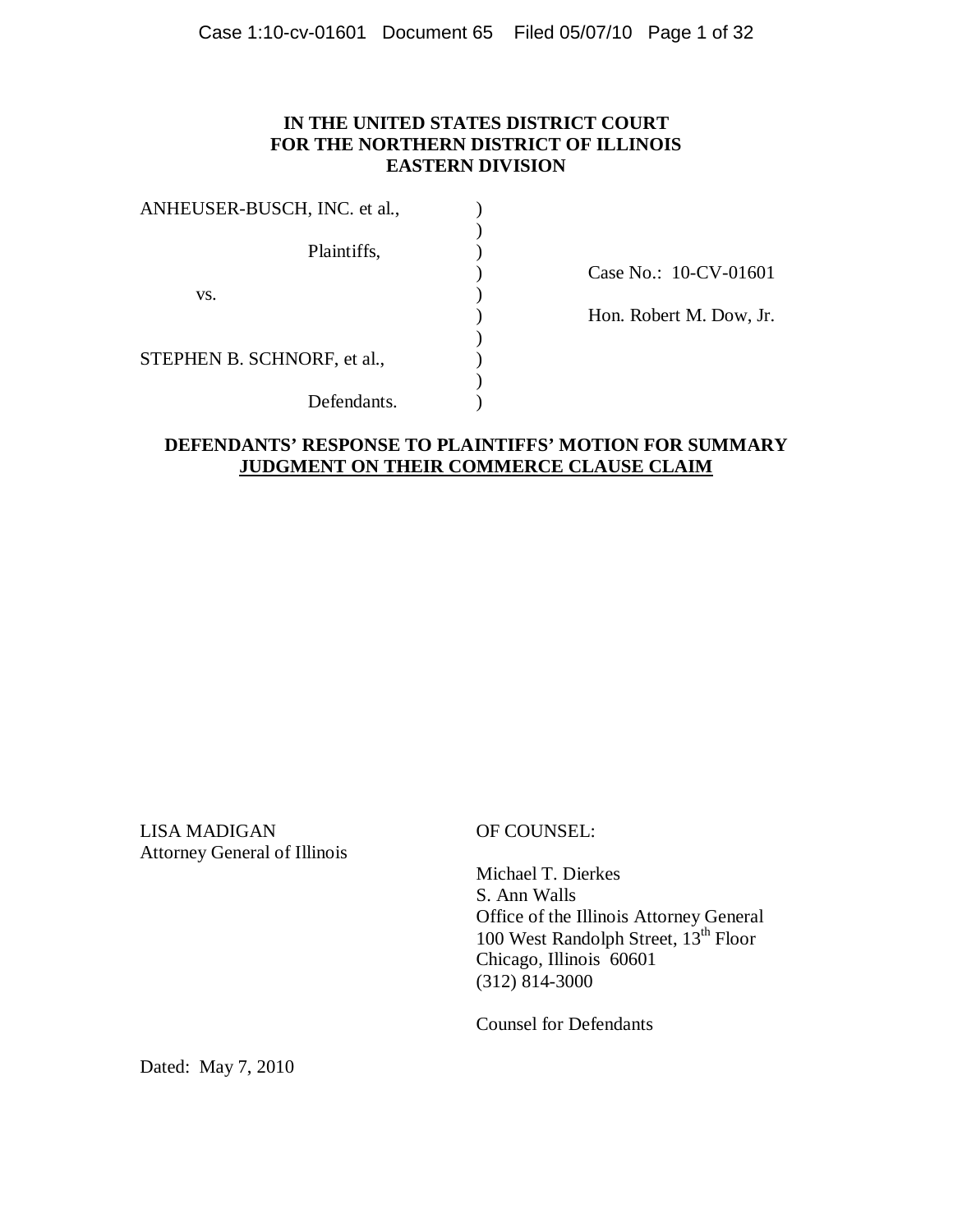**IN THE UNITED STATES DISTRICT COURT**
**FOR THE NORTHERN DISTRICT OF ILLINOIS**
**EASTERN DIVISION**

| | | |
|---|---|---|
| ANHEUSER-BUSCH, INC. et al., | ) | |
| | ) | |
| Plaintiffs, | ) | |
| | ) | Case No.: 10-CV-01601 |
| vs. | ) | |
| | ) | Hon. Robert M. Dow, Jr. |
| | ) | |
| STEPHEN B. SCHNORF, et al., | ) | |
| | ) | |
| Defendants. | ) | |

**DEFENDANTS' RESPONSE TO PLAINTIFFS' MOTION FOR SUMMARY JUDGMENT ON THEIR COMMERCE CLAUSE CLAIM**

LISA MADIGAN
Attorney General of Illinois

OF COUNSEL:

Michael T. Dierkes
S. Ann Walls
Office of the Illinois Attorney General
100 West Randolph Street, 13th Floor
Chicago, Illinois 60601
(312) 814-3000

Counsel for Defendants

Dated: May 7, 2010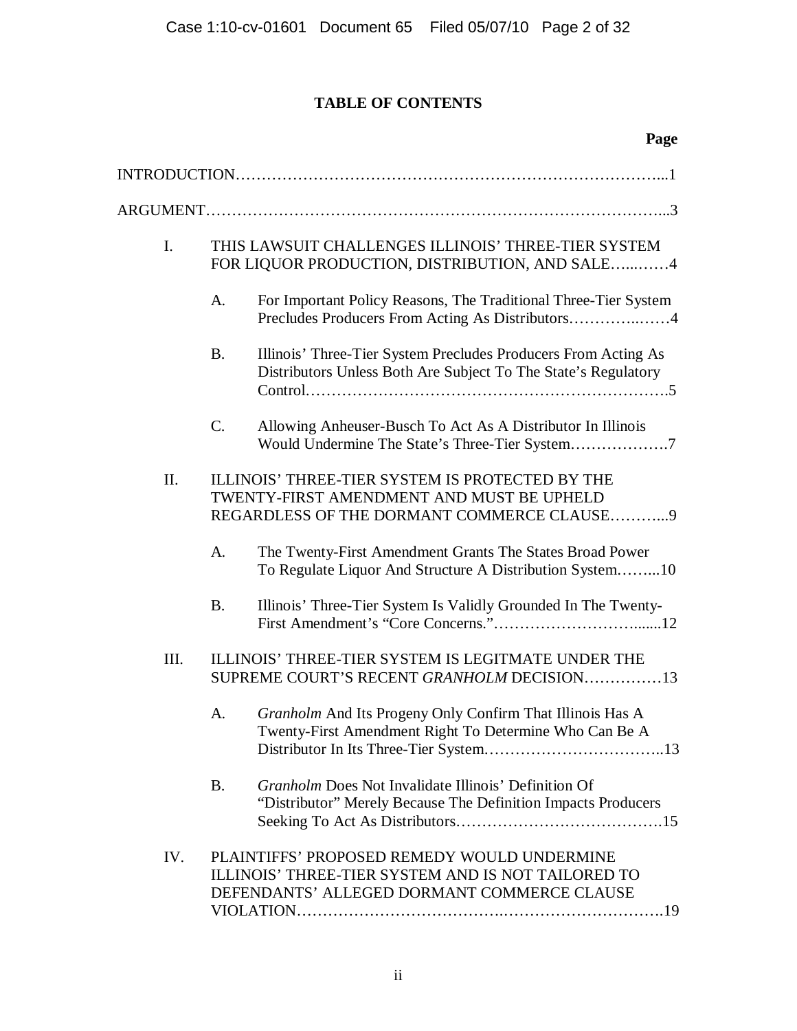## TABLE OF CONTENTS

**Page**

INTRODUCTION……………………………………………………………………...1

ARGUMENT…………………………………………………………………………...3

I. THIS LAWSUIT CHALLENGES ILLINOIS' THREE-TIER SYSTEM FOR LIQUOR PRODUCTION, DISTRIBUTION, AND SALE…...……4

   A. For Important Policy Reasons, The Traditional Three-Tier System Precludes Producers From Acting As Distributors…………..……4

   B. Illinois' Three-Tier System Precludes Producers From Acting As Distributors Unless Both Are Subject To The State's Regulatory Control…………………………………………………………….5

   C. Allowing Anheuser-Busch To Act As A Distributor In Illinois Would Undermine The State's Three-Tier System……………….7

II. ILLINOIS' THREE-TIER SYSTEM IS PROTECTED BY THE TWENTY-FIRST AMENDMENT AND MUST BE UPHELD REGARDLESS OF THE DORMANT COMMERCE CLAUSE………...9

   A. The Twenty-First Amendment Grants The States Broad Power To Regulate Liquor And Structure A Distribution System……...10

   B. Illinois' Three-Tier System Is Validly Grounded In The Twenty-First Amendment's "Core Concerns."……………………….......12

III. ILLINOIS' THREE-TIER SYSTEM IS LEGITMATE UNDER THE SUPREME COURT'S RECENT *GRANHOLM* DECISION……………13

   A. *Granholm* And Its Progeny Only Confirm That Illinois Has A Twenty-First Amendment Right To Determine Who Can Be A Distributor In Its Three-Tier System……………………………..13

   B. *Granholm* Does Not Invalidate Illinois' Definition Of "Distributor" Merely Because The Definition Impacts Producers Seeking To Act As Distributors………………………………….15

IV. PLAINTIFFS' PROPOSED REMEDY WOULD UNDERMINE ILLINOIS' THREE-TIER SYSTEM AND IS NOT TAILORED TO DEFENDANTS' ALLEGED DORMANT COMMERCE CLAUSE VIOLATION……………………………….……………………….19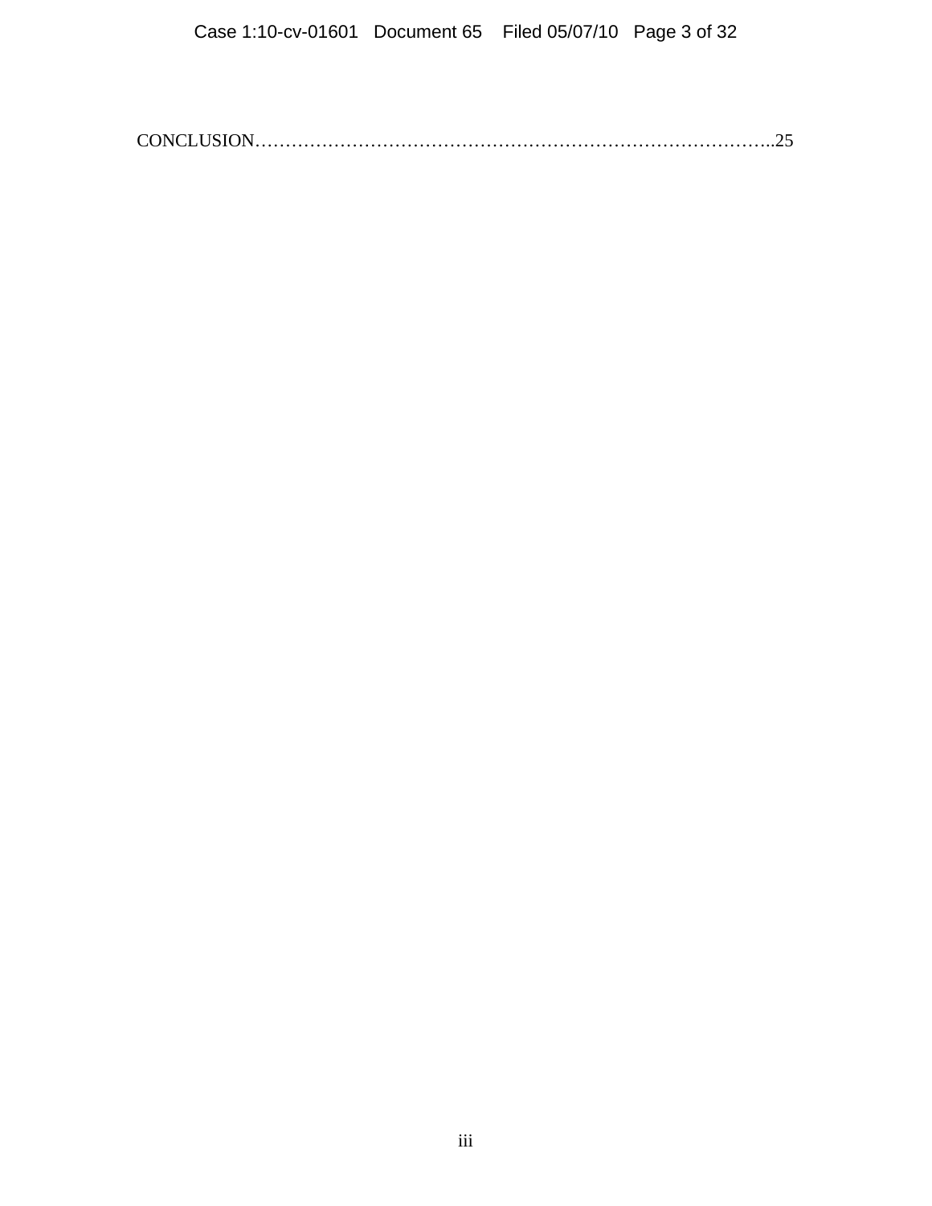CONCLUSION……………………………………………………………………………..25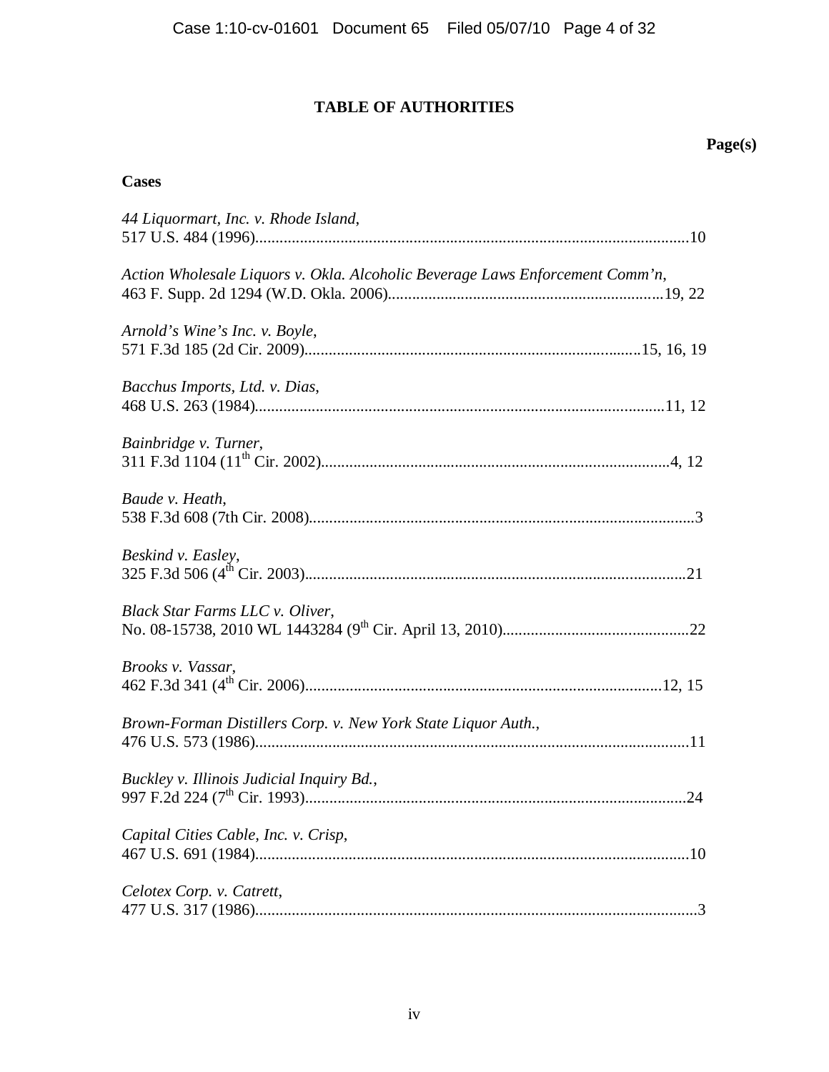# TABLE OF AUTHORITIES

**Page(s)**

## Cases

*44 Liquormart, Inc. v. Rhode Island*,
517 U.S. 484 (1996)..........................................................................................................10

*Action Wholesale Liquors v. Okla. Alcoholic Beverage Laws Enforcement Comm'n*,
463 F. Supp. 2d 1294 (W.D. Okla. 2006)...................................................................19, 22

*Arnold's Wine's Inc. v. Boyle*,
571 F.3d 185 (2d Cir. 2009).................................................................................15, 16, 19

*Bacchus Imports, Ltd. v. Dias*,
468 U.S. 263 (1984)....................................................................................................11, 12

*Bainbridge v. Turner*,
311 F.3d 1104 (11th Cir. 2002)......................................................................................4, 12

*Baude v. Heath*,
538 F.3d 608 (7th Cir. 2008)..............................................................................................3

*Beskind v. Easley*,
325 F.3d 506 (4th Cir. 2003)..............................................................................................21

*Black Star Farms LLC v. Oliver*,
No. 08-15738, 2010 WL 1443284 (9th Cir. April 13, 2010)..............................................22

*Brooks v. Vassar*,
462 F.3d 341 (4th Cir. 2006).......................................................................................12, 15

*Brown-Forman Distillers Corp. v. New York State Liquor Auth.*,
476 U.S. 573 (1986)..........................................................................................................11

*Buckley v. Illinois Judicial Inquiry Bd.*,
997 F.2d 224 (7th Cir. 1993).............................................................................................24

*Capital Cities Cable, Inc. v. Crisp*,
467 U.S. 691 (1984)..........................................................................................................10

*Celotex Corp. v. Catrett*,
477 U.S. 317 (1986)............................................................................................................3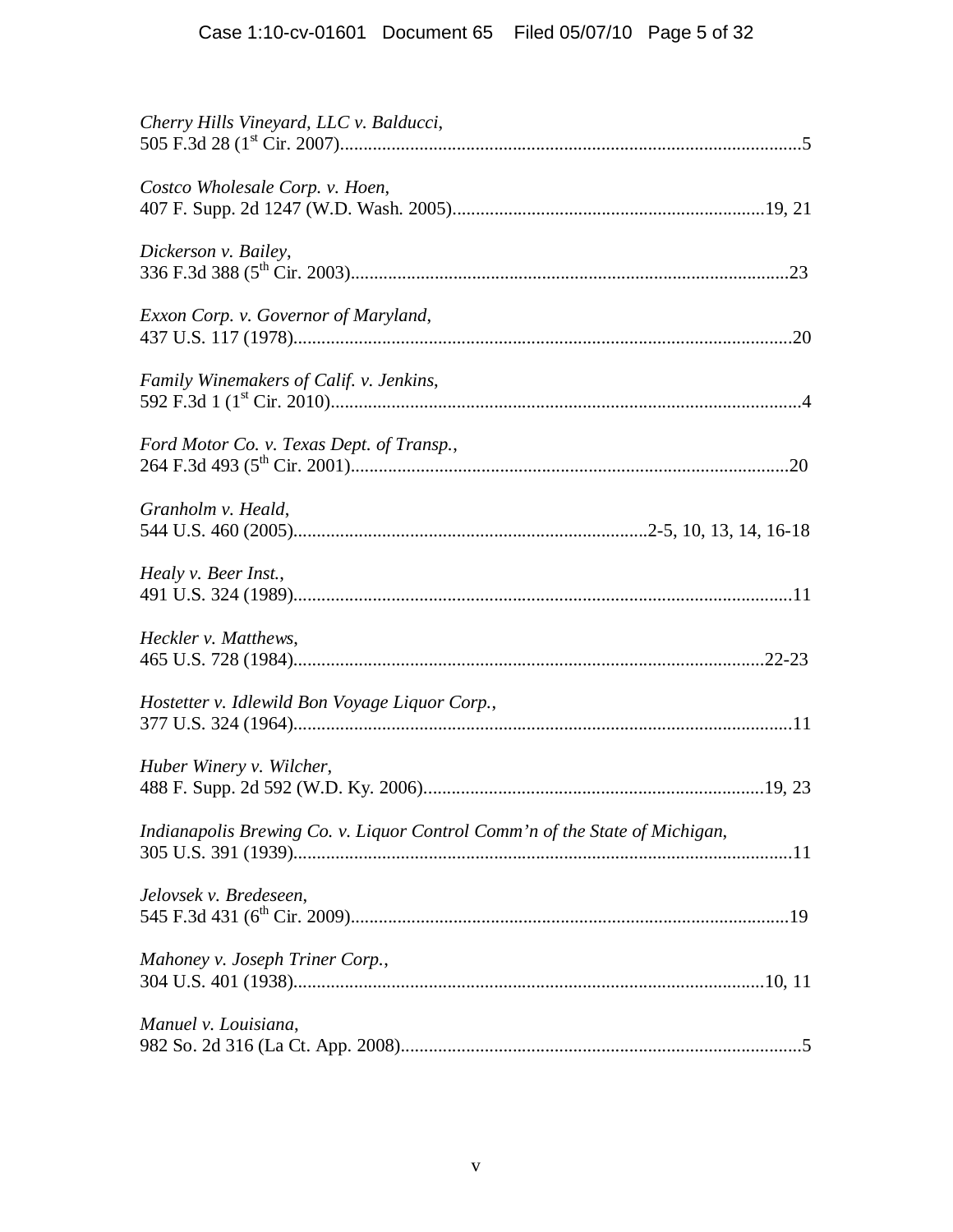*Cherry Hills Vineyard, LLC v. Balducci*,
505 F.3d 28 (1st Cir. 2007)....................................................................................................5

*Costco Wholesale Corp. v. Hoen*,
407 F. Supp. 2d 1247 (W.D. Wash. 2005)..................................................................19, 21

*Dickerson v. Bailey*,
336 F.3d 388 (5th Cir. 2003)..............................................................................................23

*Exxon Corp. v. Governor of Maryland*,
437 U.S. 117 (1978)...........................................................................................................20

*Family Winemakers of Calif. v. Jenkins*,
592 F.3d 1 (1st Cir. 2010)....................................................................................................4

*Ford Motor Co. v. Texas Dept. of Transp.*,
264 F.3d 493 (5th Cir. 2001)..............................................................................................20

*Granholm v. Heald*,
544 U.S. 460 (2005)...........................................................................2-5, 10, 13, 14, 16-18

*Healy v. Beer Inst.*,
491 U.S. 324 (1989)...........................................................................................................11

*Heckler v. Matthews*,
465 U.S. 728 (1984).....................................................................................................22-23

*Hostetter v. Idlewild Bon Voyage Liquor Corp.*,
377 U.S. 324 (1964)...........................................................................................................11

*Huber Winery v. Wilcher*,
488 F. Supp. 2d 592 (W.D. Ky. 2006).........................................................................19, 23

*Indianapolis Brewing Co. v. Liquor Control Comm'n of the State of Michigan*,
305 U.S. 391 (1939)...........................................................................................................11

*Jelovsek v. Bredeseen*,
545 F.3d 431 (6th Cir. 2009)..............................................................................................19

*Mahoney v. Joseph Triner Corp.*,
304 U.S. 401 (1938).....................................................................................................10, 11

*Manuel v. Louisiana*,
982 So. 2d 316 (La Ct. App. 2008)......................................................................................5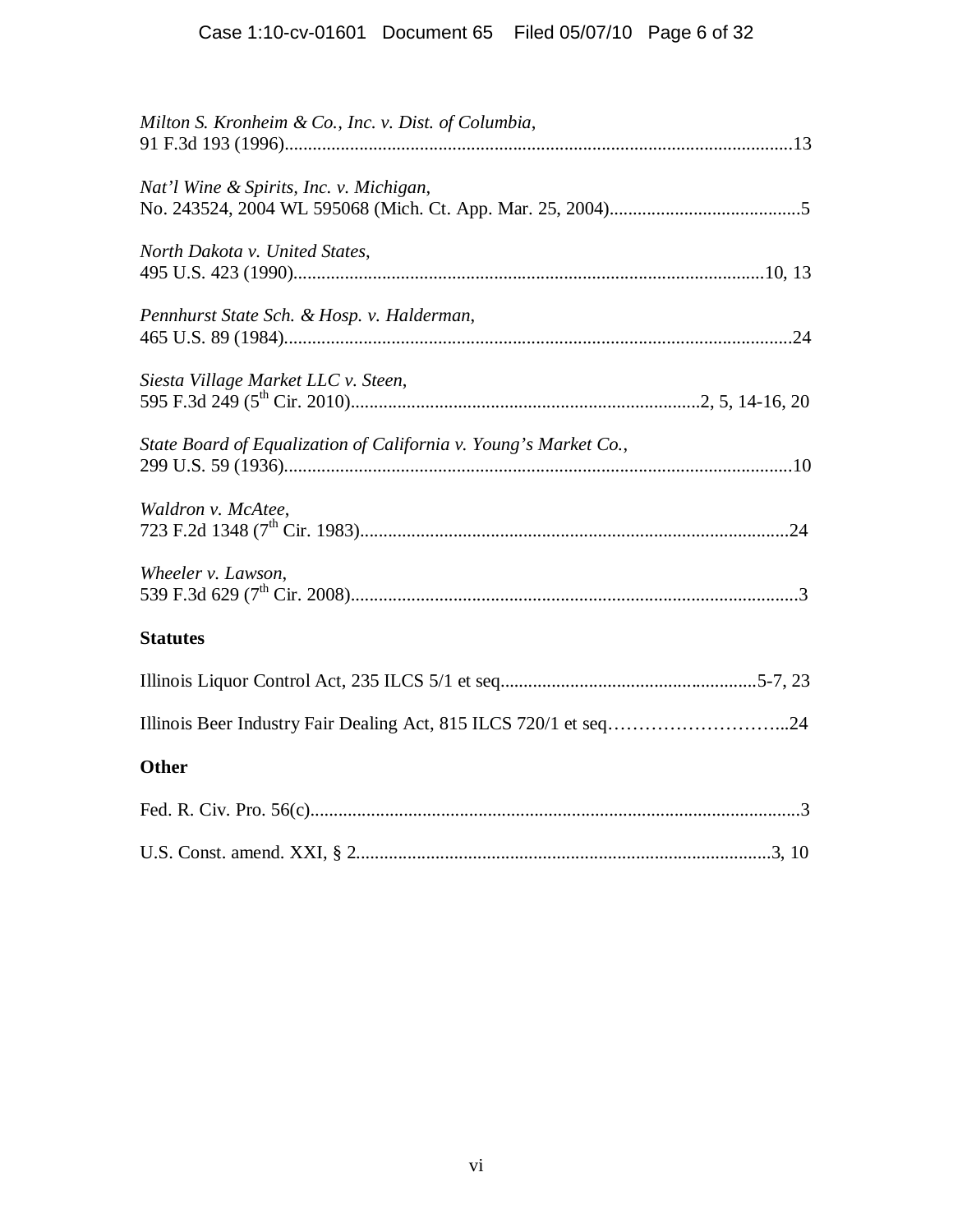*Milton S. Kronheim & Co., Inc. v. Dist. of Columbia*,
91 F.3d 193 (1996)............................................................................................................13

*Nat'l Wine & Spirits, Inc. v. Michigan*,
No. 243524, 2004 WL 595068 (Mich. Ct. App. Mar. 25, 2004).........................................5

*North Dakota v. United States*,
495 U.S. 423 (1990)....................................................................................................10, 13

*Pennhurst State Sch. & Hosp. v. Halderman*,
465 U.S. 89 (1984)............................................................................................................24

*Siesta Village Market LLC v. Steen*,
595 F.3d 249 (5th Cir. 2010)..........................................................................2, 5, 14-16, 20

*State Board of Equalization of California v. Young's Market Co.*,
299 U.S. 59 (1936)............................................................................................................10

*Waldron v. McAtee*,
723 F.2d 1348 (7th Cir. 1983)...........................................................................................24

*Wheeler v. Lawson*,
539 F.3d 629 (7th Cir. 2008)...............................................................................................3

**Statutes**

Illinois Liquor Control Act, 235 ILCS 5/1 et seq......................................................5-7, 23

Illinois Beer Industry Fair Dealing Act, 815 ILCS 720/1 et seq………………………...24

**Other**

Fed. R. Civ. Pro. 56(c)........................................................................................................3

U.S. Const. amend. XXI, § 2........................................................................................3, 10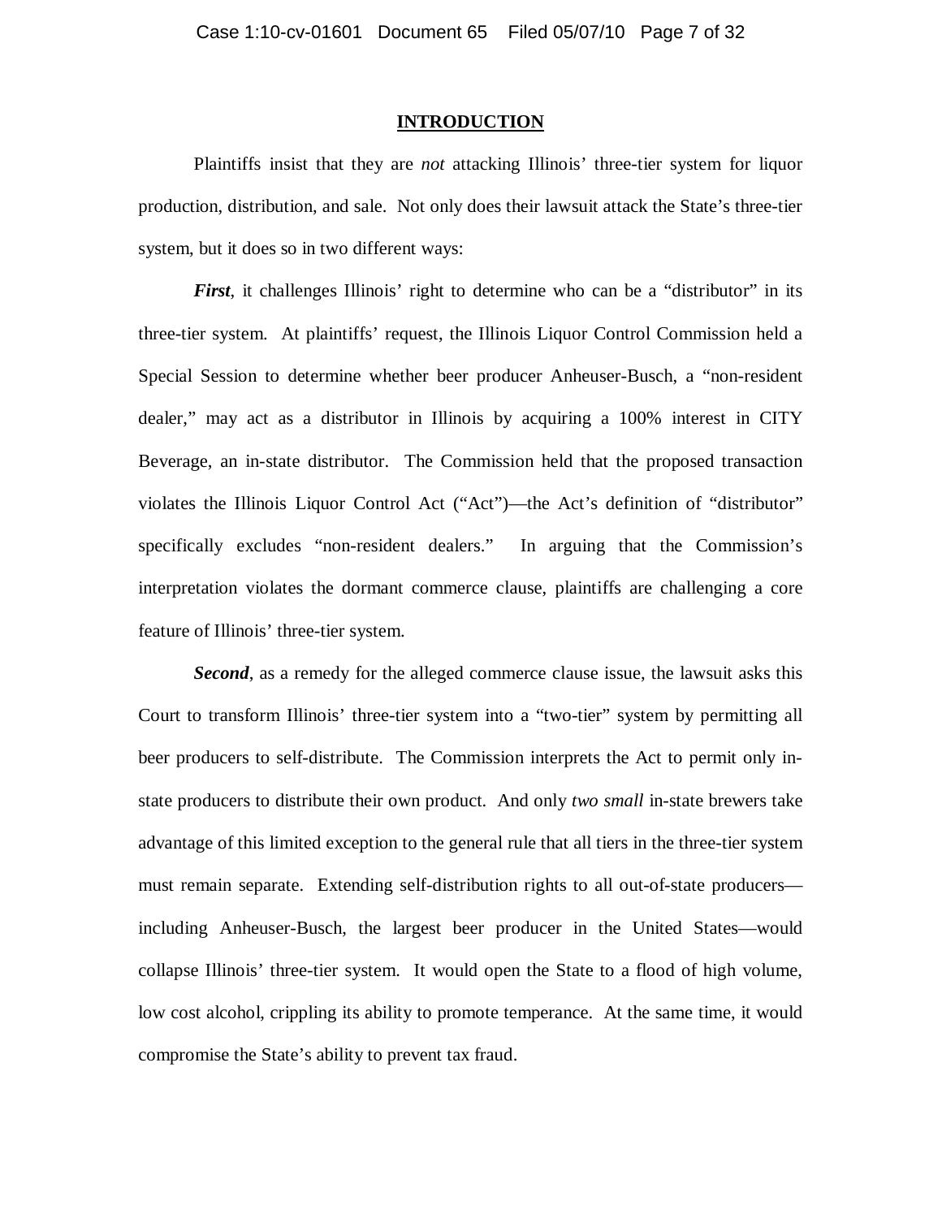## INTRODUCTION

Plaintiffs insist that they are *not* attacking Illinois' three-tier system for liquor production, distribution, and sale. Not only does their lawsuit attack the State's three-tier system, but it does so in two different ways:

***First***, it challenges Illinois' right to determine who can be a "distributor" in its three-tier system. At plaintiffs' request, the Illinois Liquor Control Commission held a Special Session to determine whether beer producer Anheuser-Busch, a "non-resident dealer," may act as a distributor in Illinois by acquiring a 100% interest in CITY Beverage, an in-state distributor. The Commission held that the proposed transaction violates the Illinois Liquor Control Act ("Act")—the Act's definition of "distributor" specifically excludes "non-resident dealers." In arguing that the Commission's interpretation violates the dormant commerce clause, plaintiffs are challenging a core feature of Illinois' three-tier system.

***Second***, as a remedy for the alleged commerce clause issue, the lawsuit asks this Court to transform Illinois' three-tier system into a "two-tier" system by permitting all beer producers to self-distribute. The Commission interprets the Act to permit only in-state producers to distribute their own product. And only *two small* in-state brewers take advantage of this limited exception to the general rule that all tiers in the three-tier system must remain separate. Extending self-distribution rights to all out-of-state producers—including Anheuser-Busch, the largest beer producer in the United States—would collapse Illinois' three-tier system. It would open the State to a flood of high volume, low cost alcohol, crippling its ability to promote temperance. At the same time, it would compromise the State's ability to prevent tax fraud.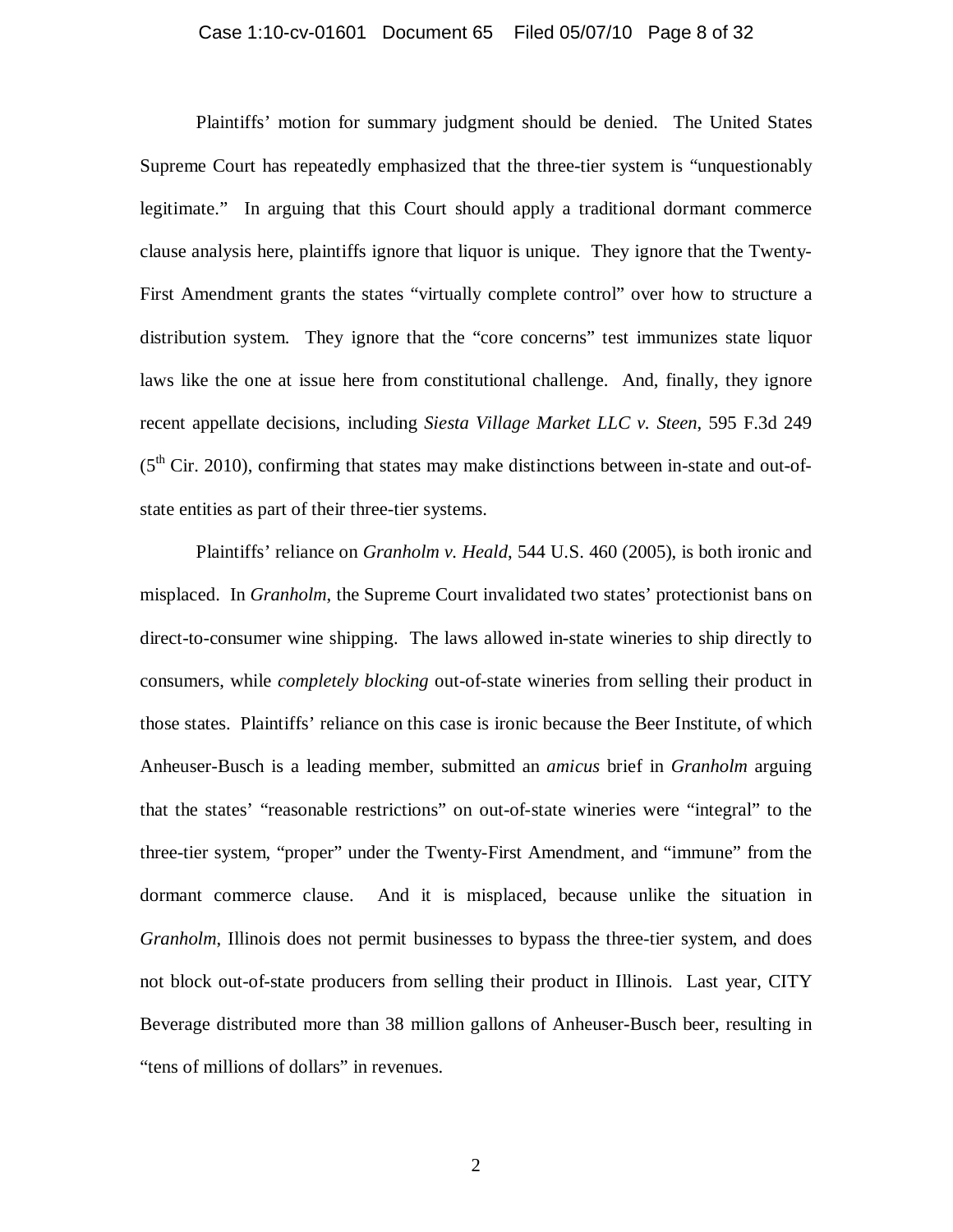Plaintiffs' motion for summary judgment should be denied. The United States Supreme Court has repeatedly emphasized that the three-tier system is "unquestionably legitimate." In arguing that this Court should apply a traditional dormant commerce clause analysis here, plaintiffs ignore that liquor is unique. They ignore that the Twenty-First Amendment grants the states "virtually complete control" over how to structure a distribution system. They ignore that the "core concerns" test immunizes state liquor laws like the one at issue here from constitutional challenge. And, finally, they ignore recent appellate decisions, including *Siesta Village Market LLC v. Steen*, 595 F.3d 249 (5th Cir. 2010), confirming that states may make distinctions between in-state and out-of-state entities as part of their three-tier systems.

Plaintiffs' reliance on *Granholm v. Heald*, 544 U.S. 460 (2005), is both ironic and misplaced. In *Granholm*, the Supreme Court invalidated two states' protectionist bans on direct-to-consumer wine shipping. The laws allowed in-state wineries to ship directly to consumers, while *completely blocking* out-of-state wineries from selling their product in those states. Plaintiffs' reliance on this case is ironic because the Beer Institute, of which Anheuser-Busch is a leading member, submitted an *amicus* brief in *Granholm* arguing that the states' "reasonable restrictions" on out-of-state wineries were "integral" to the three-tier system, "proper" under the Twenty-First Amendment, and "immune" from the dormant commerce clause. And it is misplaced, because unlike the situation in *Granholm*, Illinois does not permit businesses to bypass the three-tier system, and does not block out-of-state producers from selling their product in Illinois. Last year, CITY Beverage distributed more than 38 million gallons of Anheuser-Busch beer, resulting in "tens of millions of dollars" in revenues.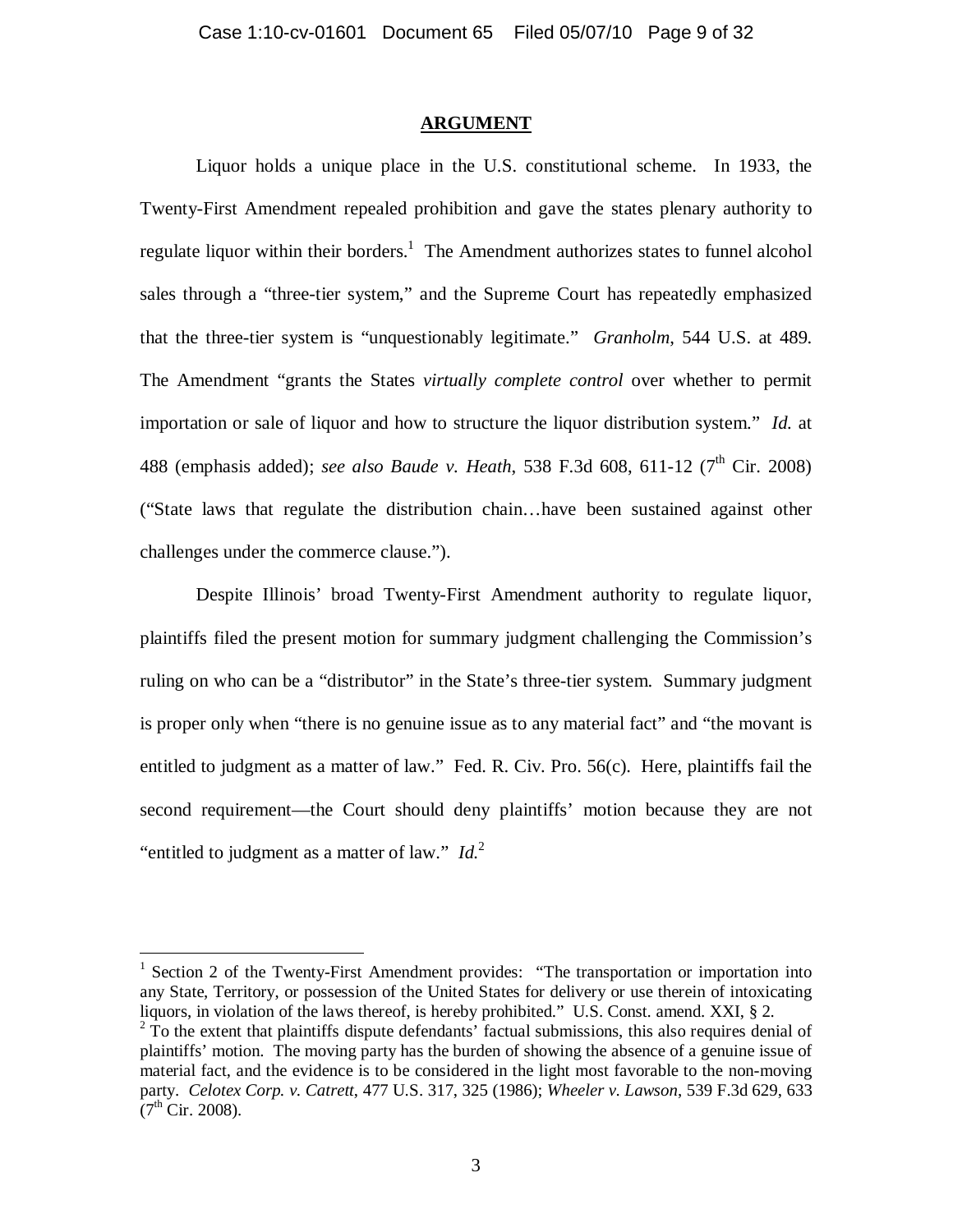## **ARGUMENT**

Liquor holds a unique place in the U.S. constitutional scheme. In 1933, the Twenty-First Amendment repealed prohibition and gave the states plenary authority to regulate liquor within their borders.[1] The Amendment authorizes states to funnel alcohol sales through a "three-tier system," and the Supreme Court has repeatedly emphasized that the three-tier system is "unquestionably legitimate." *Granholm*, 544 U.S. at 489. The Amendment "grants the States *virtually complete control* over whether to permit importation or sale of liquor and how to structure the liquor distribution system." *Id.* at 488 (emphasis added); *see also Baude v. Heath*, 538 F.3d 608, 611-12 (7th Cir. 2008) ("State laws that regulate the distribution chain…have been sustained against other challenges under the commerce clause.").

Despite Illinois' broad Twenty-First Amendment authority to regulate liquor, plaintiffs filed the present motion for summary judgment challenging the Commission's ruling on who can be a "distributor" in the State's three-tier system. Summary judgment is proper only when "there is no genuine issue as to any material fact" and "the movant is entitled to judgment as a matter of law." Fed. R. Civ. Pro. 56(c). Here, plaintiffs fail the second requirement—the Court should deny plaintiffs' motion because they are not "entitled to judgment as a matter of law." *Id.*[2]

---

[1] Section 2 of the Twenty-First Amendment provides: "The transportation or importation into any State, Territory, or possession of the United States for delivery or use therein of intoxicating liquors, in violation of the laws thereof, is hereby prohibited." U.S. Const. amend. XXI, § 2.

[2] To the extent that plaintiffs dispute defendants' factual submissions, this also requires denial of plaintiffs' motion. The moving party has the burden of showing the absence of a genuine issue of material fact, and the evidence is to be considered in the light most favorable to the non-moving party. *Celotex Corp. v. Catrett*, 477 U.S. 317, 325 (1986); *Wheeler v. Lawson*, 539 F.3d 629, 633 (7th Cir. 2008).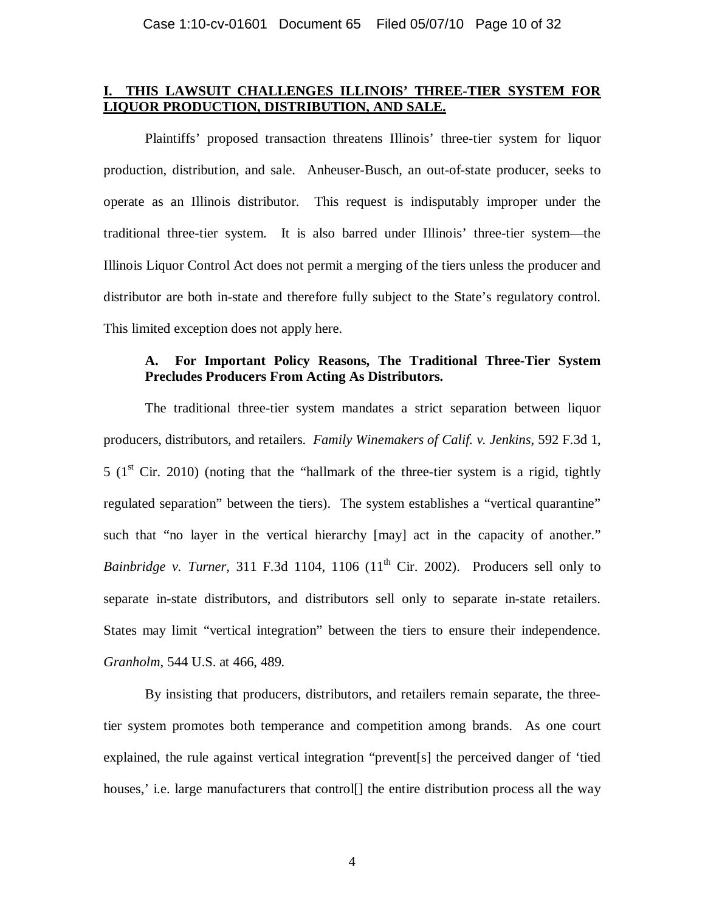## I. THIS LAWSUIT CHALLENGES ILLINOIS' THREE-TIER SYSTEM FOR LIQUOR PRODUCTION, DISTRIBUTION, AND SALE.

Plaintiffs' proposed transaction threatens Illinois' three-tier system for liquor production, distribution, and sale. Anheuser-Busch, an out-of-state producer, seeks to operate as an Illinois distributor. This request is indisputably improper under the traditional three-tier system. It is also barred under Illinois' three-tier system—the Illinois Liquor Control Act does not permit a merging of the tiers unless the producer and distributor are both in-state and therefore fully subject to the State's regulatory control. This limited exception does not apply here.

### A. For Important Policy Reasons, The Traditional Three-Tier System Precludes Producers From Acting As Distributors.

The traditional three-tier system mandates a strict separation between liquor producers, distributors, and retailers. *Family Winemakers of Calif. v. Jenkins*, 592 F.3d 1, 5 (1st Cir. 2010) (noting that the "hallmark of the three-tier system is a rigid, tightly regulated separation" between the tiers). The system establishes a "vertical quarantine" such that "no layer in the vertical hierarchy [may] act in the capacity of another." *Bainbridge v. Turner*, 311 F.3d 1104, 1106 (11th Cir. 2002). Producers sell only to separate in-state distributors, and distributors sell only to separate in-state retailers. States may limit "vertical integration" between the tiers to ensure their independence. *Granholm*, 544 U.S. at 466, 489.

By insisting that producers, distributors, and retailers remain separate, the three-tier system promotes both temperance and competition among brands. As one court explained, the rule against vertical integration "prevent[s] the perceived danger of 'tied houses,' i.e. large manufacturers that control[] the entire distribution process all the way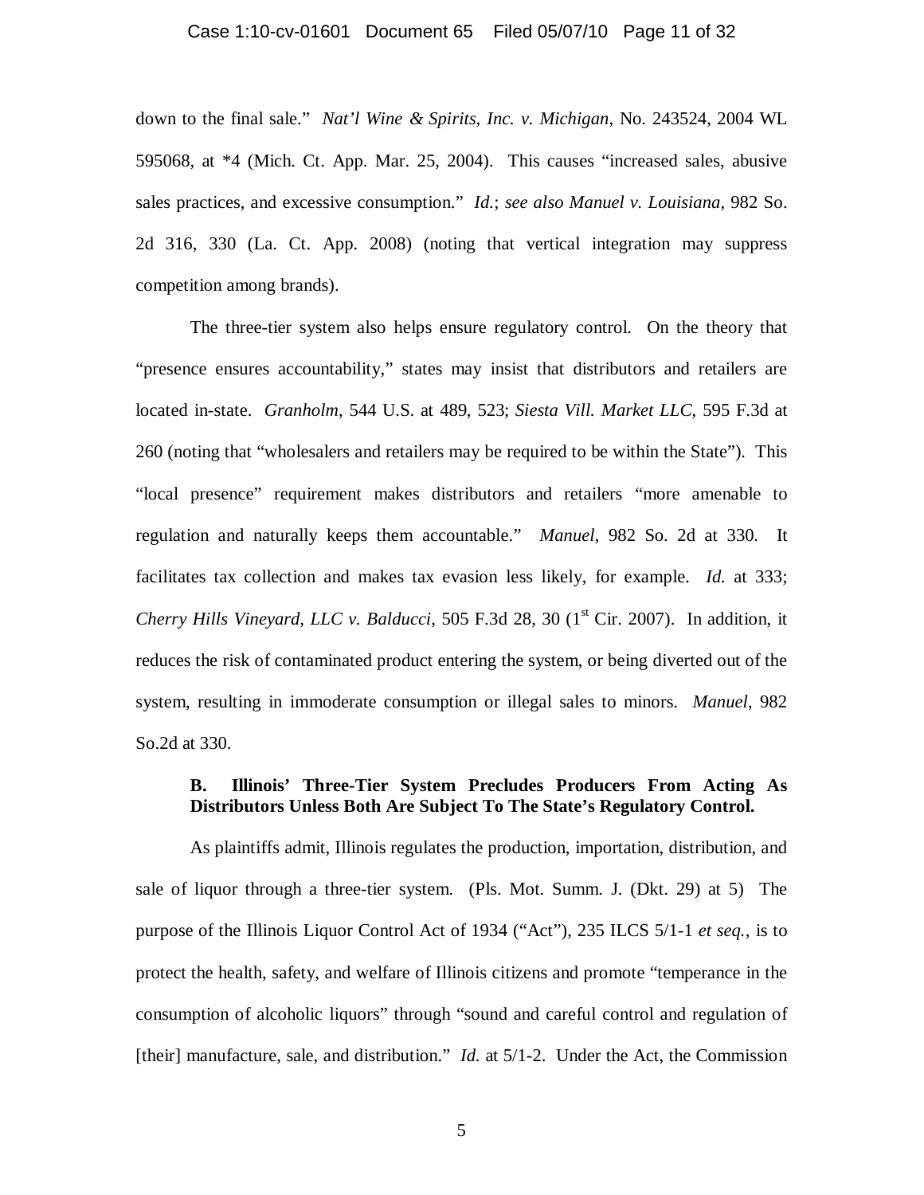down to the final sale." *Nat'l Wine & Spirits, Inc. v. Michigan*, No. 243524, 2004 WL 595068, at *4 (Mich. Ct. App. Mar. 25, 2004). This causes "increased sales, abusive sales practices, and excessive consumption." *Id.*; *see also Manuel v. Louisiana*, 982 So. 2d 316, 330 (La. Ct. App. 2008) (noting that vertical integration may suppress competition among brands).

The three-tier system also helps ensure regulatory control. On the theory that "presence ensures accountability," states may insist that distributors and retailers are located in-state. *Granholm*, 544 U.S. at 489, 523; *Siesta Vill. Market LLC*, 595 F.3d at 260 (noting that "wholesalers and retailers may be required to be within the State"). This "local presence" requirement makes distributors and retailers "more amenable to regulation and naturally keeps them accountable." *Manuel*, 982 So. 2d at 330. It facilitates tax collection and makes tax evasion less likely, for example. *Id.* at 333; *Cherry Hills Vineyard, LLC v. Balducci*, 505 F.3d 28, 30 (1st Cir. 2007). In addition, it reduces the risk of contaminated product entering the system, or being diverted out of the system, resulting in immoderate consumption or illegal sales to minors. *Manuel*, 982 So.2d at 330.

### B. Illinois' Three-Tier System Precludes Producers From Acting As Distributors Unless Both Are Subject To The State's Regulatory Control.

As plaintiffs admit, Illinois regulates the production, importation, distribution, and sale of liquor through a three-tier system. (Pls. Mot. Summ. J. (Dkt. 29) at 5) The purpose of the Illinois Liquor Control Act of 1934 ("Act"), 235 ILCS 5/1-1 *et seq.*, is to protect the health, safety, and welfare of Illinois citizens and promote "temperance in the consumption of alcoholic liquors" through "sound and careful control and regulation of [their] manufacture, sale, and distribution." *Id.* at 5/1-2. Under the Act, the Commission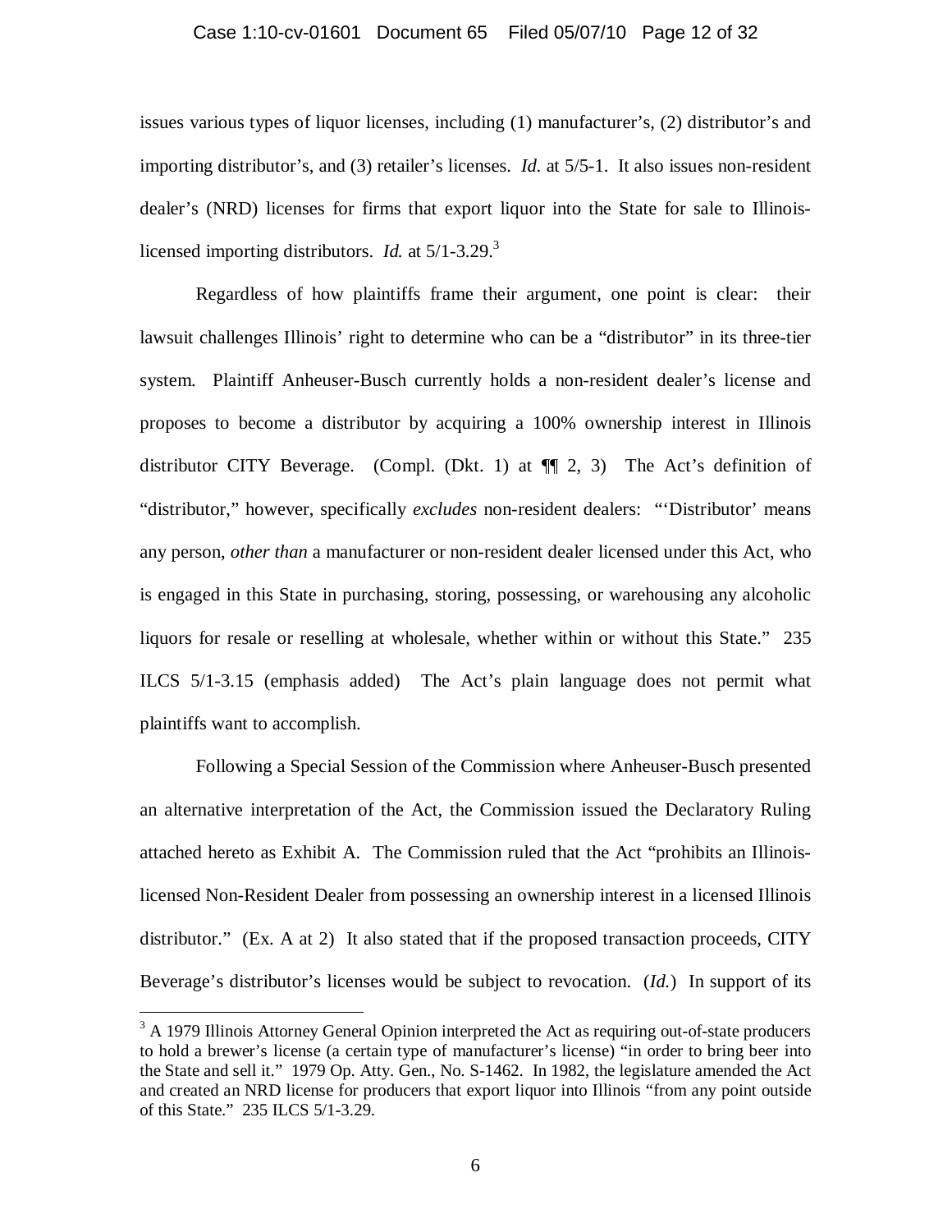issues various types of liquor licenses, including (1) manufacturer's, (2) distributor's and importing distributor's, and (3) retailer's licenses. *Id.* at 5/5-1. It also issues non-resident dealer's (NRD) licenses for firms that export liquor into the State for sale to Illinois-licensed importing distributors. *Id.* at 5/1-3.29.[3]

Regardless of how plaintiffs frame their argument, one point is clear: their lawsuit challenges Illinois' right to determine who can be a "distributor" in its three-tier system. Plaintiff Anheuser-Busch currently holds a non-resident dealer's license and proposes to become a distributor by acquiring a 100% ownership interest in Illinois distributor CITY Beverage. (Compl. (Dkt. 1) at ¶¶ 2, 3) The Act's definition of "distributor," however, specifically *excludes* non-resident dealers: "'Distributor' means any person, *other than* a manufacturer or non-resident dealer licensed under this Act, who is engaged in this State in purchasing, storing, possessing, or warehousing any alcoholic liquors for resale or reselling at wholesale, whether within or without this State." 235 ILCS 5/1-3.15 (emphasis added) The Act's plain language does not permit what plaintiffs want to accomplish.

Following a Special Session of the Commission where Anheuser-Busch presented an alternative interpretation of the Act, the Commission issued the Declaratory Ruling attached hereto as Exhibit A. The Commission ruled that the Act "prohibits an Illinois-licensed Non-Resident Dealer from possessing an ownership interest in a licensed Illinois distributor." (Ex. A at 2) It also stated that if the proposed transaction proceeds, CITY Beverage's distributor's licenses would be subject to revocation. (*Id.*) In support of its

---

[3] A 1979 Illinois Attorney General Opinion interpreted the Act as requiring out-of-state producers to hold a brewer's license (a certain type of manufacturer's license) "in order to bring beer into the State and sell it." 1979 Op. Atty. Gen., No. S-1462. In 1982, the legislature amended the Act and created an NRD license for producers that export liquor into Illinois "from any point outside of this State." 235 ILCS 5/1-3.29.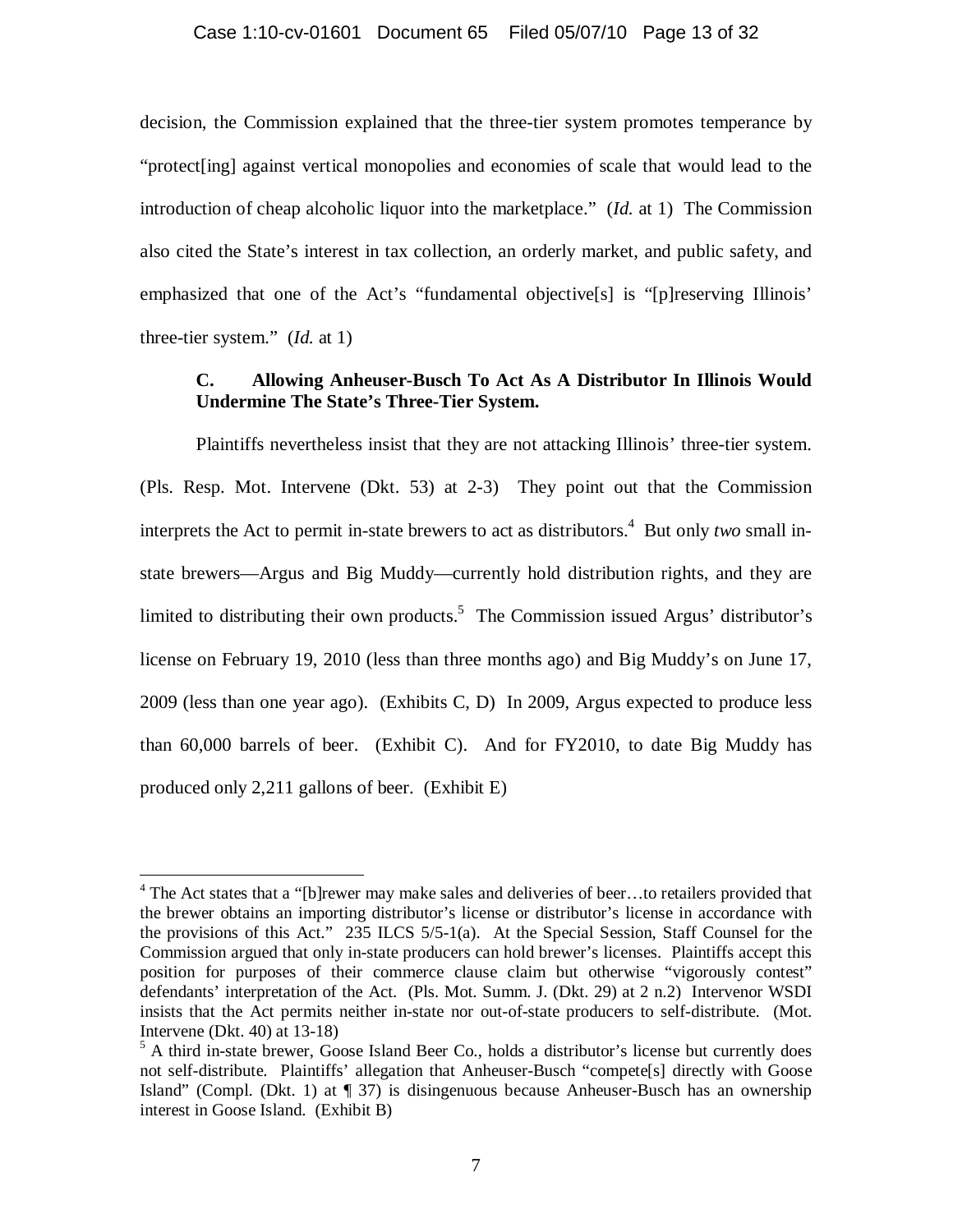decision, the Commission explained that the three-tier system promotes temperance by "protect[ing] against vertical monopolies and economies of scale that would lead to the introduction of cheap alcoholic liquor into the marketplace." (*Id.* at 1) The Commission also cited the State's interest in tax collection, an orderly market, and public safety, and emphasized that one of the Act's "fundamental objective[s] is "[p]reserving Illinois' three-tier system." (*Id.* at 1)

### C. Allowing Anheuser-Busch To Act As A Distributor In Illinois Would Undermine The State's Three-Tier System.

Plaintiffs nevertheless insist that they are not attacking Illinois' three-tier system. (Pls. Resp. Mot. Intervene (Dkt. 53) at 2-3) They point out that the Commission interprets the Act to permit in-state brewers to act as distributors.[4] But only *two* small in-state brewers—Argus and Big Muddy—currently hold distribution rights, and they are limited to distributing their own products.[5] The Commission issued Argus' distributor's license on February 19, 2010 (less than three months ago) and Big Muddy's on June 17, 2009 (less than one year ago). (Exhibits C, D) In 2009, Argus expected to produce less than 60,000 barrels of beer. (Exhibit C). And for FY2010, to date Big Muddy has produced only 2,211 gallons of beer. (Exhibit E)

---

[4] The Act states that a "[b]rewer may make sales and deliveries of beer…to retailers provided that the brewer obtains an importing distributor's license or distributor's license in accordance with the provisions of this Act." 235 ILCS 5/5-1(a). At the Special Session, Staff Counsel for the Commission argued that only in-state producers can hold brewer's licenses. Plaintiffs accept this position for purposes of their commerce clause claim but otherwise "vigorously contest" defendants' interpretation of the Act. (Pls. Mot. Summ. J. (Dkt. 29) at 2 n.2) Intervenor WSDI insists that the Act permits neither in-state nor out-of-state producers to self-distribute. (Mot. Intervene (Dkt. 40) at 13-18)

[5] A third in-state brewer, Goose Island Beer Co., holds a distributor's license but currently does not self-distribute. Plaintiffs' allegation that Anheuser-Busch "compete[s] directly with Goose Island" (Compl. (Dkt. 1) at ¶ 37) is disingenuous because Anheuser-Busch has an ownership interest in Goose Island. (Exhibit B)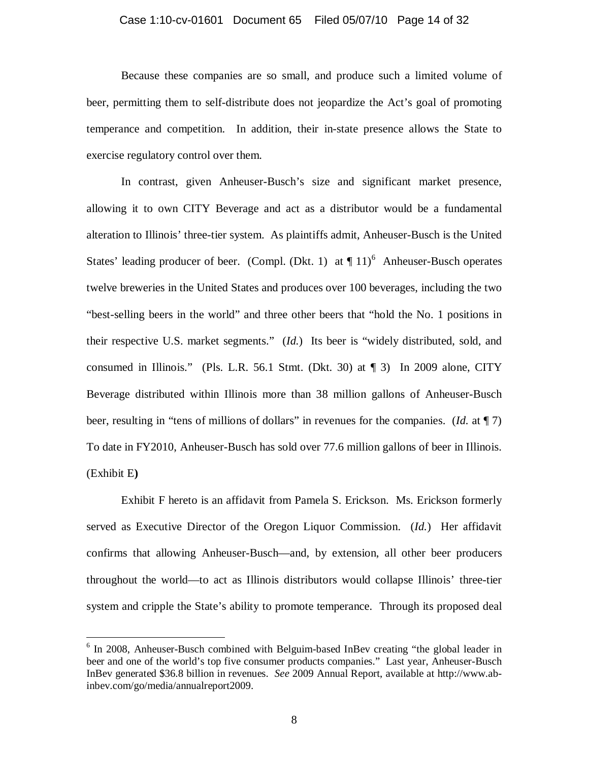Because these companies are so small, and produce such a limited volume of beer, permitting them to self-distribute does not jeopardize the Act's goal of promoting temperance and competition. In addition, their in-state presence allows the State to exercise regulatory control over them.

In contrast, given Anheuser-Busch's size and significant market presence, allowing it to own CITY Beverage and act as a distributor would be a fundamental alteration to Illinois' three-tier system. As plaintiffs admit, Anheuser-Busch is the United States' leading producer of beer. (Compl. (Dkt. 1) at ¶ 11)[6] Anheuser-Busch operates twelve breweries in the United States and produces over 100 beverages, including the two "best-selling beers in the world" and three other beers that "hold the No. 1 positions in their respective U.S. market segments." (*Id.*) Its beer is "widely distributed, sold, and consumed in Illinois." (Pls. L.R. 56.1 Stmt. (Dkt. 30) at ¶ 3) In 2009 alone, CITY Beverage distributed within Illinois more than 38 million gallons of Anheuser-Busch beer, resulting in "tens of millions of dollars" in revenues for the companies. (*Id.* at ¶ 7) To date in FY2010, Anheuser-Busch has sold over 77.6 million gallons of beer in Illinois. (Exhibit E**)**

Exhibit F hereto is an affidavit from Pamela S. Erickson. Ms. Erickson formerly served as Executive Director of the Oregon Liquor Commission. (*Id.*) Her affidavit confirms that allowing Anheuser-Busch—and, by extension, all other beer producers throughout the world—to act as Illinois distributors would collapse Illinois' three-tier system and cripple the State's ability to promote temperance. Through its proposed deal

[6] In 2008, Anheuser-Busch combined with Belguim-based InBev creating "the global leader in beer and one of the world's top five consumer products companies." Last year, Anheuser-Busch InBev generated $36.8 billion in revenues. *See* 2009 Annual Report, available at http://www.ab-inbev.com/go/media/annualreport2009.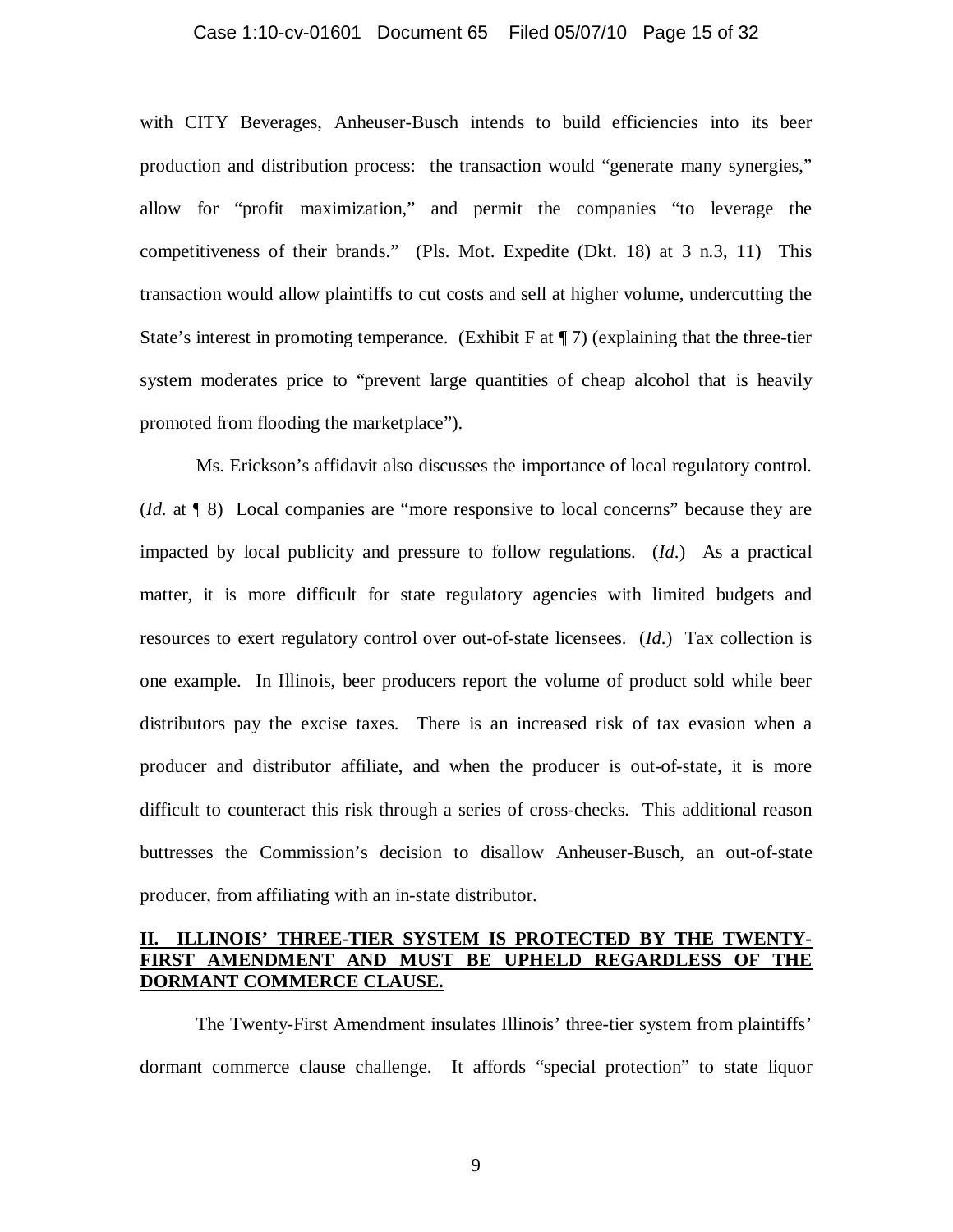with CITY Beverages, Anheuser-Busch intends to build efficiencies into its beer production and distribution process: the transaction would "generate many synergies," allow for "profit maximization," and permit the companies "to leverage the competitiveness of their brands." (Pls. Mot. Expedite (Dkt. 18) at 3 n.3, 11) This transaction would allow plaintiffs to cut costs and sell at higher volume, undercutting the State's interest in promoting temperance. (Exhibit F at ¶ 7) (explaining that the three-tier system moderates price to "prevent large quantities of cheap alcohol that is heavily promoted from flooding the marketplace").

Ms. Erickson's affidavit also discusses the importance of local regulatory control. (*Id.* at ¶ 8) Local companies are "more responsive to local concerns" because they are impacted by local publicity and pressure to follow regulations. (*Id.*) As a practical matter, it is more difficult for state regulatory agencies with limited budgets and resources to exert regulatory control over out-of-state licensees. (*Id.*) Tax collection is one example. In Illinois, beer producers report the volume of product sold while beer distributors pay the excise taxes. There is an increased risk of tax evasion when a producer and distributor affiliate, and when the producer is out-of-state, it is more difficult to counteract this risk through a series of cross-checks. This additional reason buttresses the Commission's decision to disallow Anheuser-Busch, an out-of-state producer, from affiliating with an in-state distributor.

## II. ILLINOIS' THREE-TIER SYSTEM IS PROTECTED BY THE TWENTY-FIRST AMENDMENT AND MUST BE UPHELD REGARDLESS OF THE DORMANT COMMERCE CLAUSE.

The Twenty-First Amendment insulates Illinois' three-tier system from plaintiffs' dormant commerce clause challenge. It affords "special protection" to state liquor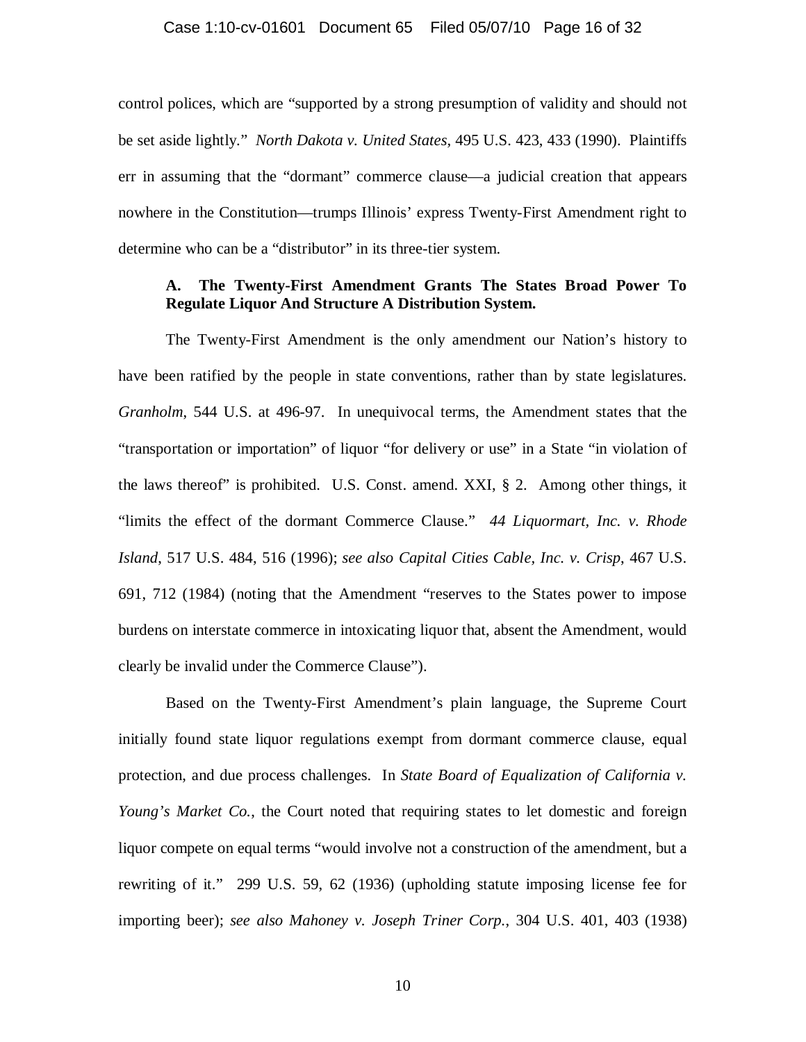control polices, which are "supported by a strong presumption of validity and should not be set aside lightly." *North Dakota v. United States*, 495 U.S. 423, 433 (1990). Plaintiffs err in assuming that the "dormant" commerce clause—a judicial creation that appears nowhere in the Constitution—trumps Illinois' express Twenty-First Amendment right to determine who can be a "distributor" in its three-tier system.

### A. The Twenty-First Amendment Grants The States Broad Power To Regulate Liquor And Structure A Distribution System.

The Twenty-First Amendment is the only amendment our Nation's history to have been ratified by the people in state conventions, rather than by state legislatures. *Granholm*, 544 U.S. at 496-97. In unequivocal terms, the Amendment states that the "transportation or importation" of liquor "for delivery or use" in a State "in violation of the laws thereof" is prohibited. U.S. Const. amend. XXI, § 2. Among other things, it "limits the effect of the dormant Commerce Clause." *44 Liquormart, Inc. v. Rhode Island*, 517 U.S. 484, 516 (1996); *see also Capital Cities Cable, Inc. v. Crisp*, 467 U.S. 691, 712 (1984) (noting that the Amendment "reserves to the States power to impose burdens on interstate commerce in intoxicating liquor that, absent the Amendment, would clearly be invalid under the Commerce Clause").

Based on the Twenty-First Amendment's plain language, the Supreme Court initially found state liquor regulations exempt from dormant commerce clause, equal protection, and due process challenges. In *State Board of Equalization of California v. Young's Market Co.*, the Court noted that requiring states to let domestic and foreign liquor compete on equal terms "would involve not a construction of the amendment, but a rewriting of it." 299 U.S. 59, 62 (1936) (upholding statute imposing license fee for importing beer); *see also Mahoney v. Joseph Triner Corp.*, 304 U.S. 401, 403 (1938)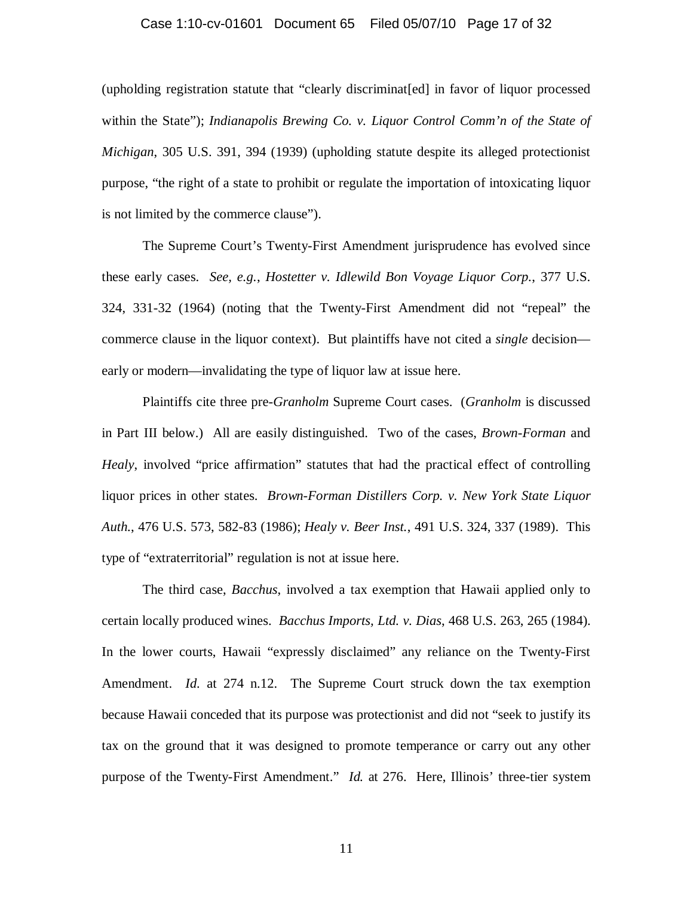(upholding registration statute that "clearly discriminat[ed] in favor of liquor processed within the State"); *Indianapolis Brewing Co. v. Liquor Control Comm'n of the State of Michigan*, 305 U.S. 391, 394 (1939) (upholding statute despite its alleged protectionist purpose, "the right of a state to prohibit or regulate the importation of intoxicating liquor is not limited by the commerce clause").

The Supreme Court's Twenty-First Amendment jurisprudence has evolved since these early cases. *See, e.g.*, *Hostetter v. Idlewild Bon Voyage Liquor Corp.*, 377 U.S. 324, 331-32 (1964) (noting that the Twenty-First Amendment did not "repeal" the commerce clause in the liquor context). But plaintiffs have not cited a *single* decision—early or modern—invalidating the type of liquor law at issue here.

Plaintiffs cite three pre-*Granholm* Supreme Court cases. (*Granholm* is discussed in Part III below.) All are easily distinguished. Two of the cases, *Brown-Forman* and *Healy*, involved "price affirmation" statutes that had the practical effect of controlling liquor prices in other states. *Brown-Forman Distillers Corp. v. New York State Liquor Auth.*, 476 U.S. 573, 582-83 (1986); *Healy v. Beer Inst.*, 491 U.S. 324, 337 (1989). This type of "extraterritorial" regulation is not at issue here.

The third case, *Bacchus*, involved a tax exemption that Hawaii applied only to certain locally produced wines. *Bacchus Imports, Ltd. v. Dias*, 468 U.S. 263, 265 (1984). In the lower courts, Hawaii "expressly disclaimed" any reliance on the Twenty-First Amendment. *Id.* at 274 n.12. The Supreme Court struck down the tax exemption because Hawaii conceded that its purpose was protectionist and did not "seek to justify its tax on the ground that it was designed to promote temperance or carry out any other purpose of the Twenty-First Amendment." *Id.* at 276. Here, Illinois' three-tier system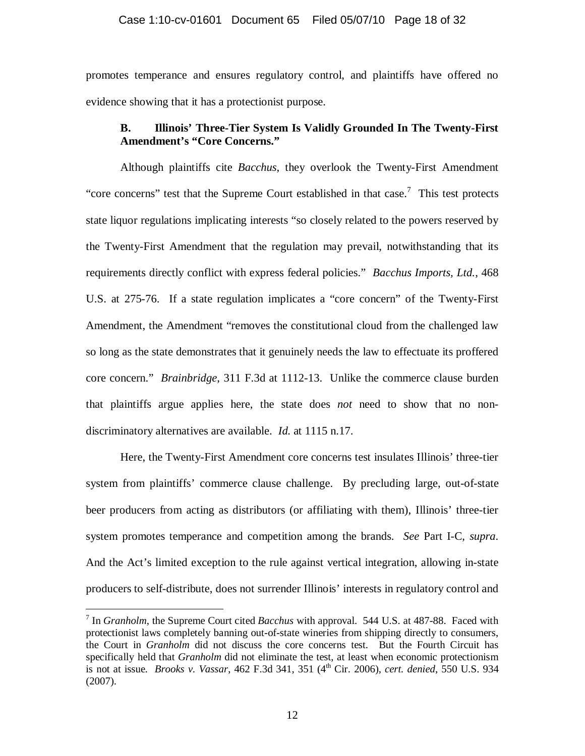promotes temperance and ensures regulatory control, and plaintiffs have offered no evidence showing that it has a protectionist purpose.

### B. Illinois' Three-Tier System Is Validly Grounded In The Twenty-First Amendment's "Core Concerns."

Although plaintiffs cite *Bacchus*, they overlook the Twenty-First Amendment "core concerns" test that the Supreme Court established in that case.[7] This test protects state liquor regulations implicating interests "so closely related to the powers reserved by the Twenty-First Amendment that the regulation may prevail, notwithstanding that its requirements directly conflict with express federal policies." *Bacchus Imports, Ltd.*, 468 U.S. at 275-76. If a state regulation implicates a "core concern" of the Twenty-First Amendment, the Amendment "removes the constitutional cloud from the challenged law so long as the state demonstrates that it genuinely needs the law to effectuate its proffered core concern." *Brainbridge*, 311 F.3d at 1112-13. Unlike the commerce clause burden that plaintiffs argue applies here, the state does *not* need to show that no non-discriminatory alternatives are available. *Id.* at 1115 n.17.

Here, the Twenty-First Amendment core concerns test insulates Illinois' three-tier system from plaintiffs' commerce clause challenge. By precluding large, out-of-state beer producers from acting as distributors (or affiliating with them), Illinois' three-tier system promotes temperance and competition among the brands. *See* Part I-C, *supra*. And the Act's limited exception to the rule against vertical integration, allowing in-state producers to self-distribute, does not surrender Illinois' interests in regulatory control and

---

[7] In *Granholm*, the Supreme Court cited *Bacchus* with approval. 544 U.S. at 487-88. Faced with protectionist laws completely banning out-of-state wineries from shipping directly to consumers, the Court in *Granholm* did not discuss the core concerns test. But the Fourth Circuit has specifically held that *Granholm* did not eliminate the test, at least when economic protectionism is not at issue. *Brooks v. Vassar*, 462 F.3d 341, 351 (4th Cir. 2006), *cert. denied*, 550 U.S. 934 (2007).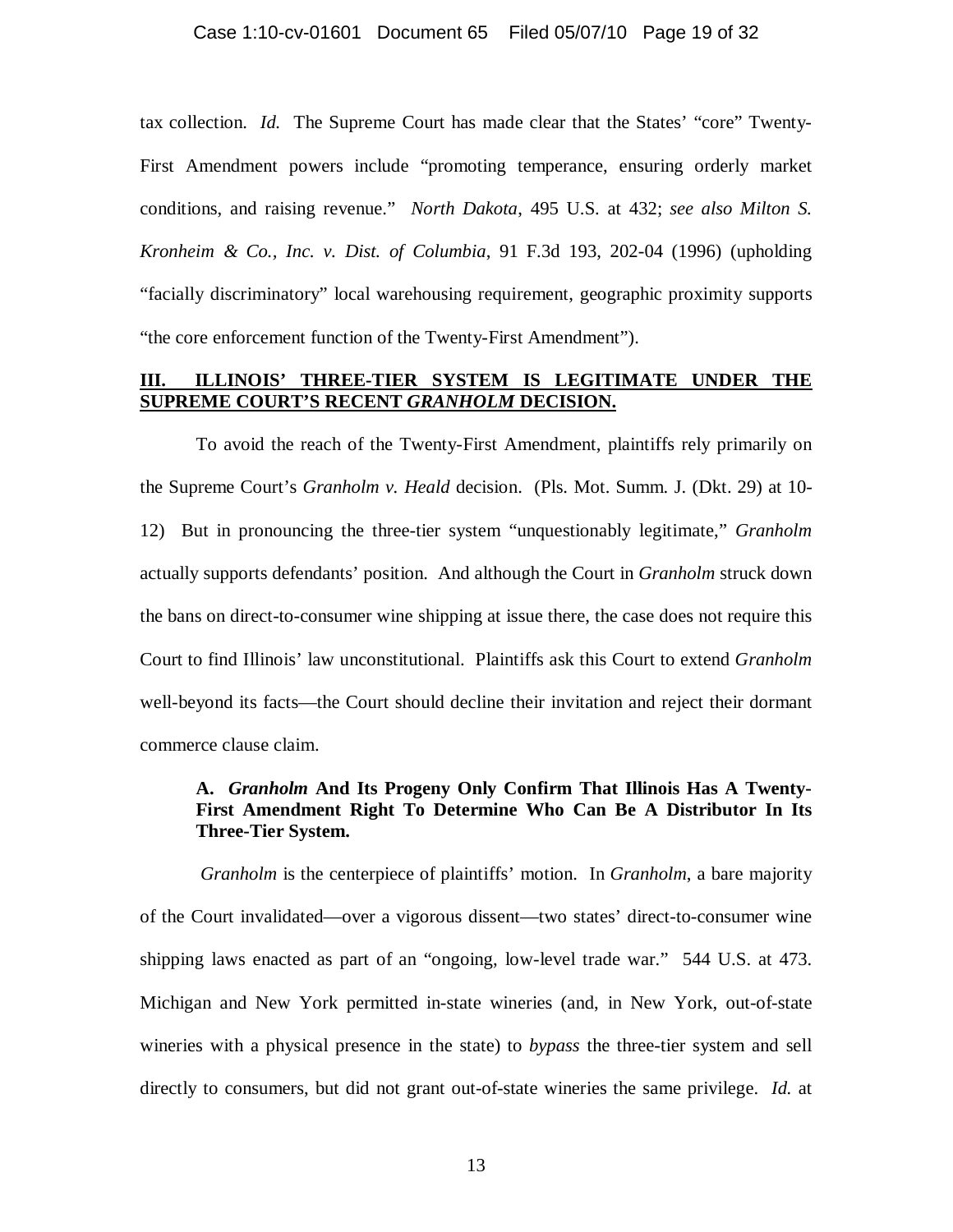tax collection. *Id.* The Supreme Court has made clear that the States' "core" Twenty-First Amendment powers include "promoting temperance, ensuring orderly market conditions, and raising revenue." *North Dakota*, 495 U.S. at 432; *see also Milton S. Kronheim & Co., Inc. v. Dist. of Columbia*, 91 F.3d 193, 202-04 (1996) (upholding "facially discriminatory" local warehousing requirement, geographic proximity supports "the core enforcement function of the Twenty-First Amendment").

## III. ILLINOIS' THREE-TIER SYSTEM IS LEGITIMATE UNDER THE SUPREME COURT'S RECENT *GRANHOLM* DECISION.

To avoid the reach of the Twenty-First Amendment, plaintiffs rely primarily on the Supreme Court's *Granholm v. Heald* decision. (Pls. Mot. Summ. J. (Dkt. 29) at 10-12) But in pronouncing the three-tier system "unquestionably legitimate," *Granholm* actually supports defendants' position. And although the Court in *Granholm* struck down the bans on direct-to-consumer wine shipping at issue there, the case does not require this Court to find Illinois' law unconstitutional. Plaintiffs ask this Court to extend *Granholm* well-beyond its facts—the Court should decline their invitation and reject their dormant commerce clause claim.

### A. *Granholm* And Its Progeny Only Confirm That Illinois Has A Twenty-First Amendment Right To Determine Who Can Be A Distributor In Its Three-Tier System.

*Granholm* is the centerpiece of plaintiffs' motion. In *Granholm*, a bare majority of the Court invalidated—over a vigorous dissent—two states' direct-to-consumer wine shipping laws enacted as part of an "ongoing, low-level trade war." 544 U.S. at 473. Michigan and New York permitted in-state wineries (and, in New York, out-of-state wineries with a physical presence in the state) to *bypass* the three-tier system and sell directly to consumers, but did not grant out-of-state wineries the same privilege. *Id.* at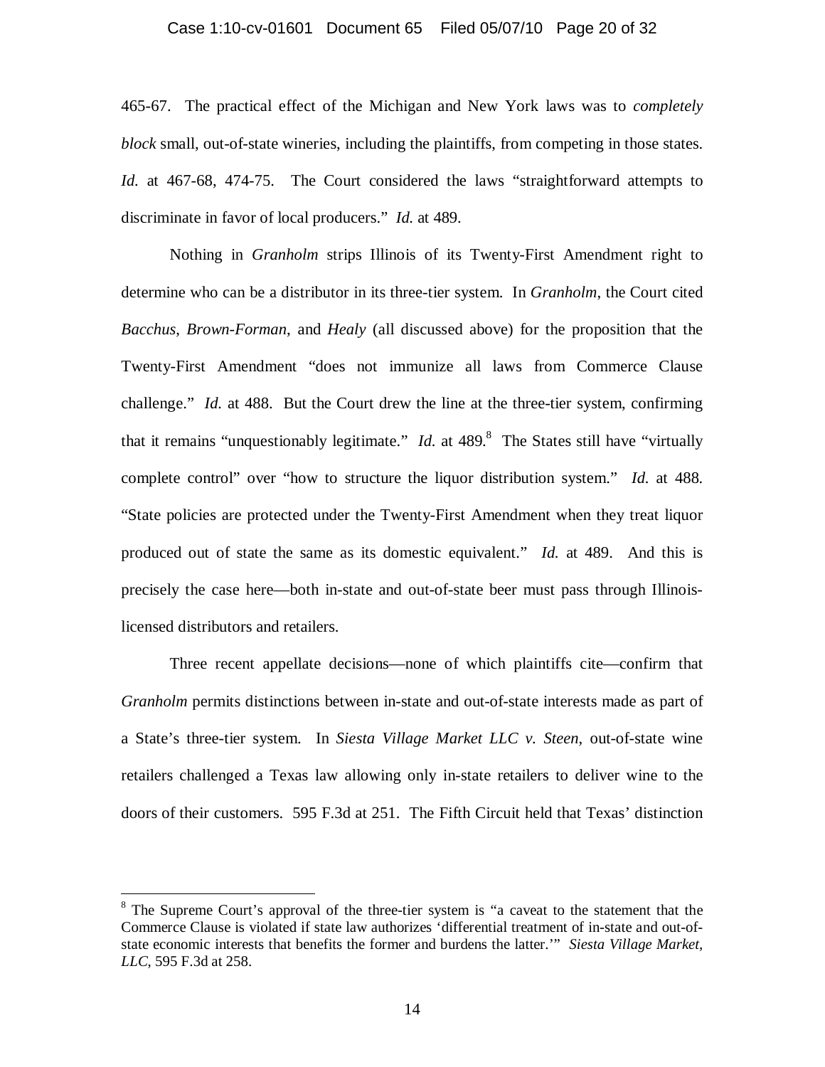465-67. The practical effect of the Michigan and New York laws was to *completely block* small, out-of-state wineries, including the plaintiffs, from competing in those states. *Id.* at 467-68, 474-75. The Court considered the laws "straightforward attempts to discriminate in favor of local producers." *Id.* at 489.

Nothing in *Granholm* strips Illinois of its Twenty-First Amendment right to determine who can be a distributor in its three-tier system. In *Granholm*, the Court cited *Bacchus*, *Brown-Forman*, and *Healy* (all discussed above) for the proposition that the Twenty-First Amendment "does not immunize all laws from Commerce Clause challenge." *Id.* at 488. But the Court drew the line at the three-tier system, confirming that it remains "unquestionably legitimate." *Id.* at 489.[8] The States still have "virtually complete control" over "how to structure the liquor distribution system." *Id.* at 488. "State policies are protected under the Twenty-First Amendment when they treat liquor produced out of state the same as its domestic equivalent." *Id.* at 489. And this is precisely the case here—both in-state and out-of-state beer must pass through Illinois-licensed distributors and retailers.

Three recent appellate decisions—none of which plaintiffs cite—confirm that *Granholm* permits distinctions between in-state and out-of-state interests made as part of a State's three-tier system. In *Siesta Village Market LLC v. Steen*, out-of-state wine retailers challenged a Texas law allowing only in-state retailers to deliver wine to the doors of their customers. 595 F.3d at 251. The Fifth Circuit held that Texas' distinction

[8] The Supreme Court's approval of the three-tier system is "a caveat to the statement that the Commerce Clause is violated if state law authorizes 'differential treatment of in-state and out-of-state economic interests that benefits the former and burdens the latter.'" *Siesta Village Market, LLC*, 595 F.3d at 258.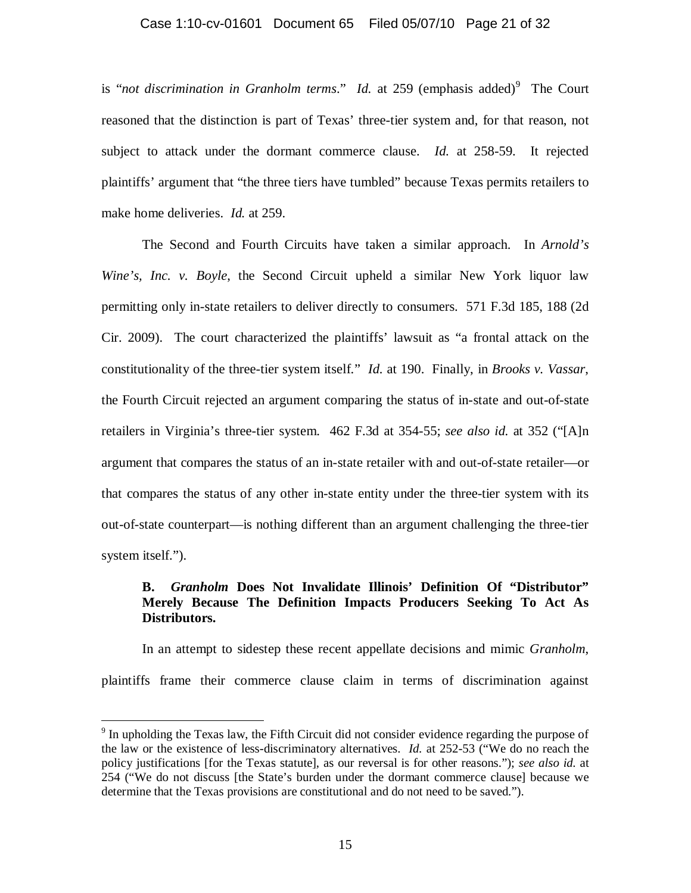is "*not discrimination in Granholm terms*." *Id.* at 259 (emphasis added)[9] The Court reasoned that the distinction is part of Texas' three-tier system and, for that reason, not subject to attack under the dormant commerce clause. *Id.* at 258-59. It rejected plaintiffs' argument that "the three tiers have tumbled" because Texas permits retailers to make home deliveries. *Id.* at 259.

The Second and Fourth Circuits have taken a similar approach. In *Arnold's Wine's, Inc. v. Boyle*, the Second Circuit upheld a similar New York liquor law permitting only in-state retailers to deliver directly to consumers. 571 F.3d 185, 188 (2d Cir. 2009). The court characterized the plaintiffs' lawsuit as "a frontal attack on the constitutionality of the three-tier system itself." *Id.* at 190. Finally, in *Brooks v. Vassar*, the Fourth Circuit rejected an argument comparing the status of in-state and out-of-state retailers in Virginia's three-tier system. 462 F.3d at 354-55; *see also id.* at 352 ("[A]n argument that compares the status of an in-state retailer with and out-of-state retailer—or that compares the status of any other in-state entity under the three-tier system with its out-of-state counterpart—is nothing different than an argument challenging the three-tier system itself.").

**B. *Granholm* Does Not Invalidate Illinois' Definition Of "Distributor" Merely Because The Definition Impacts Producers Seeking To Act As Distributors.**

In an attempt to sidestep these recent appellate decisions and mimic *Granholm*, plaintiffs frame their commerce clause claim in terms of discrimination against

[9] In upholding the Texas law, the Fifth Circuit did not consider evidence regarding the purpose of the law or the existence of less-discriminatory alternatives. *Id.* at 252-53 ("We do no reach the policy justifications [for the Texas statute], as our reversal is for other reasons."); *see also id.* at 254 ("We do not discuss [the State's burden under the dormant commerce clause] because we determine that the Texas provisions are constitutional and do not need to be saved.").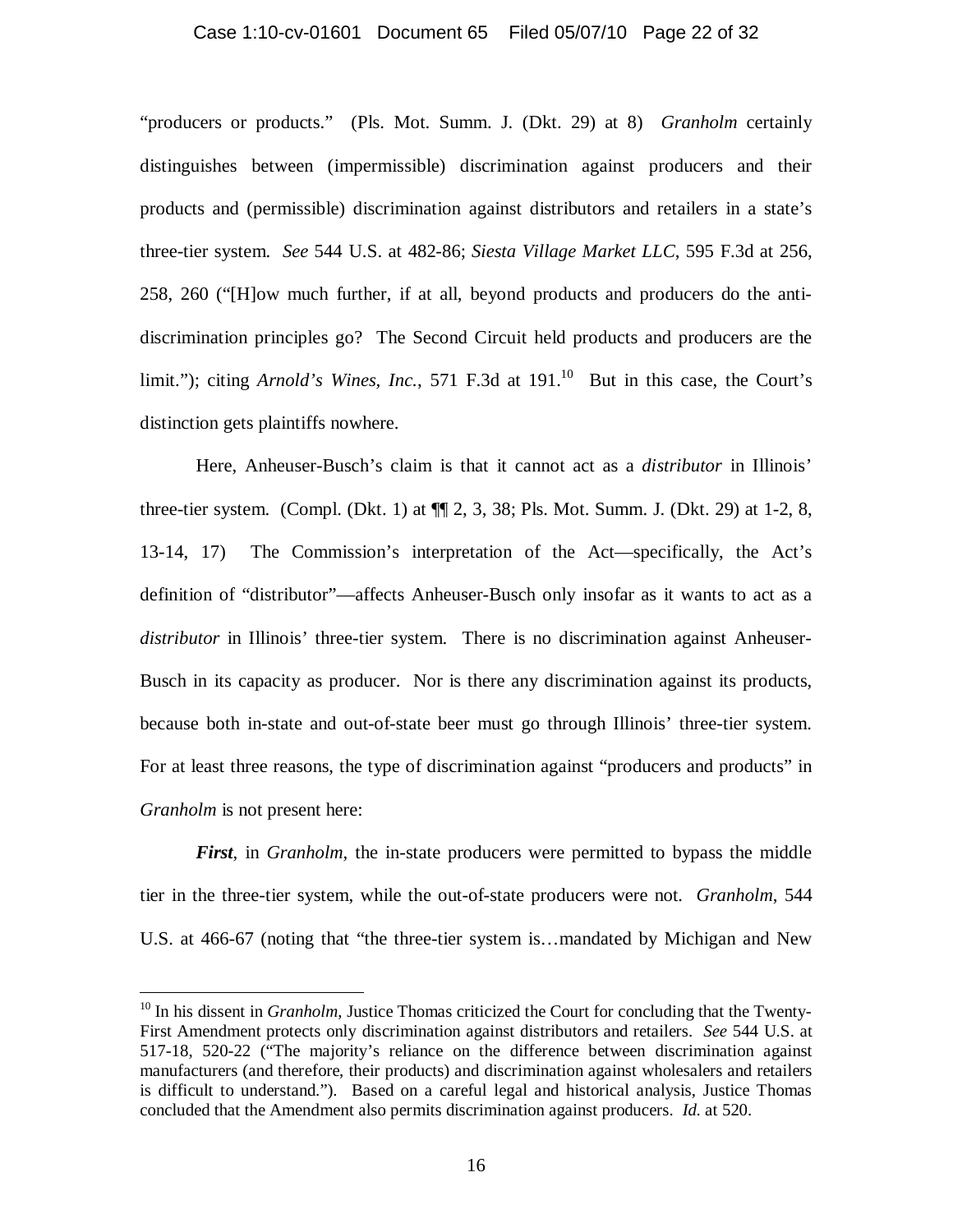"producers or products." (Pls. Mot. Summ. J. (Dkt. 29) at 8) *Granholm* certainly distinguishes between (impermissible) discrimination against producers and their products and (permissible) discrimination against distributors and retailers in a state's three-tier system. *See* 544 U.S. at 482-86; *Siesta Village Market LLC*, 595 F.3d at 256, 258, 260 ("[H]ow much further, if at all, beyond products and producers do the anti-discrimination principles go? The Second Circuit held products and producers are the limit."); citing *Arnold's Wines, Inc.*, 571 F.3d at 191.[10] But in this case, the Court's distinction gets plaintiffs nowhere.

Here, Anheuser-Busch's claim is that it cannot act as a *distributor* in Illinois' three-tier system. (Compl. (Dkt. 1) at ¶¶ 2, 3, 38; Pls. Mot. Summ. J. (Dkt. 29) at 1-2, 8, 13-14, 17) The Commission's interpretation of the Act—specifically, the Act's definition of "distributor"—affects Anheuser-Busch only insofar as it wants to act as a *distributor* in Illinois' three-tier system. There is no discrimination against Anheuser-Busch in its capacity as producer. Nor is there any discrimination against its products, because both in-state and out-of-state beer must go through Illinois' three-tier system. For at least three reasons, the type of discrimination against "producers and products" in *Granholm* is not present here:

***First***, in *Granholm*, the in-state producers were permitted to bypass the middle tier in the three-tier system, while the out-of-state producers were not. *Granholm*, 544 U.S. at 466-67 (noting that "the three-tier system is…mandated by Michigan and New

[10] In his dissent in *Granholm*, Justice Thomas criticized the Court for concluding that the Twenty-First Amendment protects only discrimination against distributors and retailers. *See* 544 U.S. at 517-18, 520-22 ("The majority's reliance on the difference between discrimination against manufacturers (and therefore, their products) and discrimination against wholesalers and retailers is difficult to understand."). Based on a careful legal and historical analysis, Justice Thomas concluded that the Amendment also permits discrimination against producers. *Id.* at 520.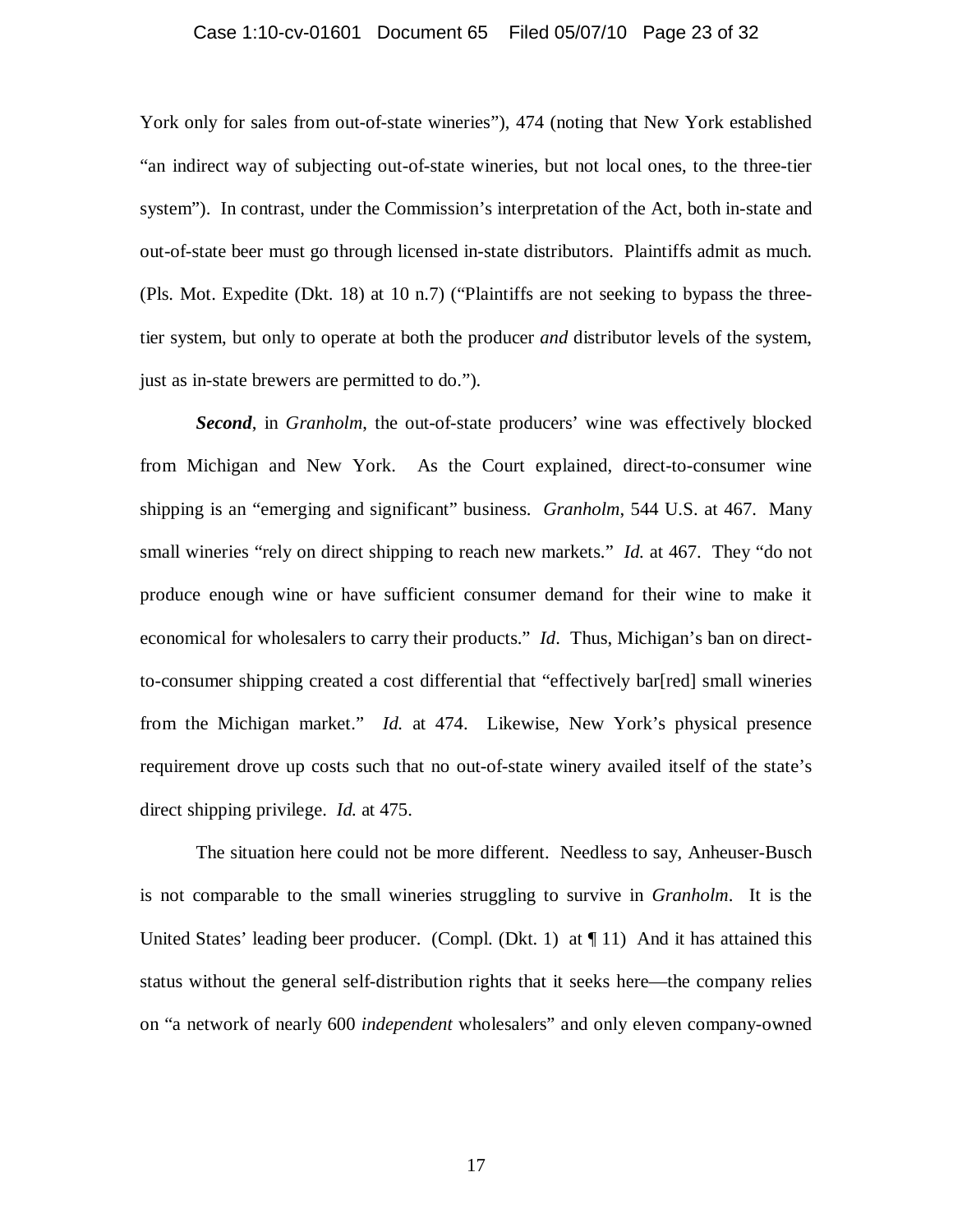York only for sales from out-of-state wineries"), 474 (noting that New York established "an indirect way of subjecting out-of-state wineries, but not local ones, to the three-tier system"). In contrast, under the Commission's interpretation of the Act, both in-state and out-of-state beer must go through licensed in-state distributors. Plaintiffs admit as much. (Pls. Mot. Expedite (Dkt. 18) at 10 n.7) ("Plaintiffs are not seeking to bypass the three-tier system, but only to operate at both the producer *and* distributor levels of the system, just as in-state brewers are permitted to do.").

***Second***, in *Granholm*, the out-of-state producers' wine was effectively blocked from Michigan and New York. As the Court explained, direct-to-consumer wine shipping is an "emerging and significant" business. *Granholm*, 544 U.S. at 467. Many small wineries "rely on direct shipping to reach new markets." *Id.* at 467. They "do not produce enough wine or have sufficient consumer demand for their wine to make it economical for wholesalers to carry their products." *Id*. Thus, Michigan's ban on direct-to-consumer shipping created a cost differential that "effectively bar[red] small wineries from the Michigan market." *Id.* at 474. Likewise, New York's physical presence requirement drove up costs such that no out-of-state winery availed itself of the state's direct shipping privilege. *Id.* at 475.

The situation here could not be more different. Needless to say, Anheuser-Busch is not comparable to the small wineries struggling to survive in *Granholm*. It is the United States' leading beer producer. (Compl. (Dkt. 1) at ¶ 11) And it has attained this status without the general self-distribution rights that it seeks here—the company relies on "a network of nearly 600 *independent* wholesalers" and only eleven company-owned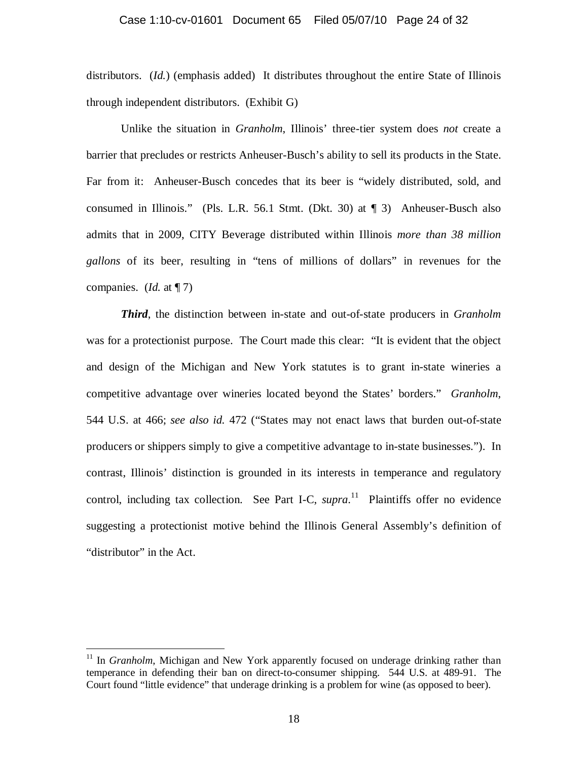distributors. (*Id.*) (emphasis added) It distributes throughout the entire State of Illinois through independent distributors. (Exhibit G)

Unlike the situation in *Granholm*, Illinois' three-tier system does *not* create a barrier that precludes or restricts Anheuser-Busch's ability to sell its products in the State. Far from it: Anheuser-Busch concedes that its beer is "widely distributed, sold, and consumed in Illinois." (Pls. L.R. 56.1 Stmt. (Dkt. 30) at ¶ 3) Anheuser-Busch also admits that in 2009, CITY Beverage distributed within Illinois *more than 38 million gallons* of its beer, resulting in "tens of millions of dollars" in revenues for the companies. (*Id.* at ¶ 7)

***Third***, the distinction between in-state and out-of-state producers in *Granholm* was for a protectionist purpose. The Court made this clear: "It is evident that the object and design of the Michigan and New York statutes is to grant in-state wineries a competitive advantage over wineries located beyond the States' borders." *Granholm*, 544 U.S. at 466; *see also id.* 472 ("States may not enact laws that burden out-of-state producers or shippers simply to give a competitive advantage to in-state businesses."). In contrast, Illinois' distinction is grounded in its interests in temperance and regulatory control, including tax collection. See Part I-C, *supra*.[11] Plaintiffs offer no evidence suggesting a protectionist motive behind the Illinois General Assembly's definition of "distributor" in the Act.

---

[11] In *Granholm*, Michigan and New York apparently focused on underage drinking rather than temperance in defending their ban on direct-to-consumer shipping. 544 U.S. at 489-91. The Court found "little evidence" that underage drinking is a problem for wine (as opposed to beer).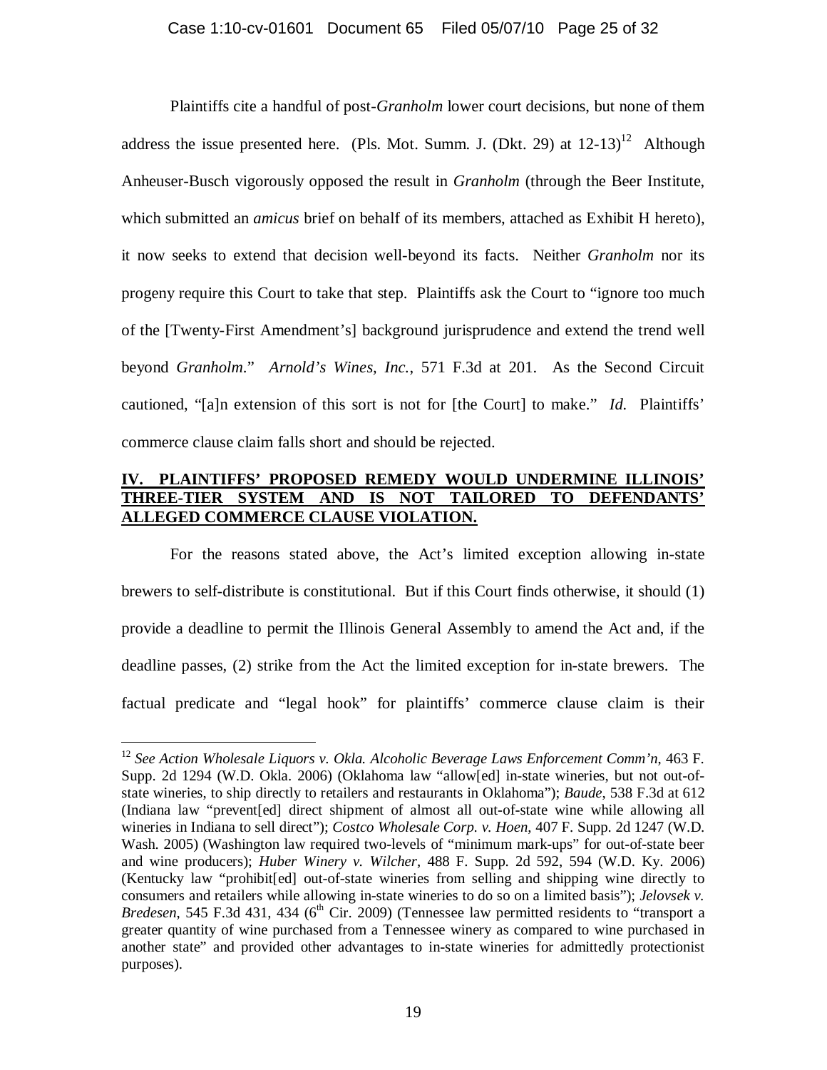Plaintiffs cite a handful of post-*Granholm* lower court decisions, but none of them address the issue presented here. (Pls. Mot. Summ. J. (Dkt. 29) at 12-13)[12] Although Anheuser-Busch vigorously opposed the result in *Granholm* (through the Beer Institute, which submitted an *amicus* brief on behalf of its members, attached as Exhibit H hereto), it now seeks to extend that decision well-beyond its facts. Neither *Granholm* nor its progeny require this Court to take that step. Plaintiffs ask the Court to "ignore too much of the [Twenty-First Amendment's] background jurisprudence and extend the trend well beyond *Granholm*." *Arnold's Wines, Inc.*, 571 F.3d at 201. As the Second Circuit cautioned, "[a]n extension of this sort is not for [the Court] to make." *Id.* Plaintiffs' commerce clause claim falls short and should be rejected.

## **IV. PLAINTIFFS' PROPOSED REMEDY WOULD UNDERMINE ILLINOIS' THREE-TIER SYSTEM AND IS NOT TAILORED TO DEFENDANTS' ALLEGED COMMERCE CLAUSE VIOLATION.**

For the reasons stated above, the Act's limited exception allowing in-state brewers to self-distribute is constitutional. But if this Court finds otherwise, it should (1) provide a deadline to permit the Illinois General Assembly to amend the Act and, if the deadline passes, (2) strike from the Act the limited exception for in-state brewers. The factual predicate and "legal hook" for plaintiffs' commerce clause claim is their

---

[12] *See Action Wholesale Liquors v. Okla. Alcoholic Beverage Laws Enforcement Comm'n*, 463 F. Supp. 2d 1294 (W.D. Okla. 2006) (Oklahoma law "allow[ed] in-state wineries, but not out-of-state wineries, to ship directly to retailers and restaurants in Oklahoma"); *Baude*, 538 F.3d at 612 (Indiana law "prevent[ed] direct shipment of almost all out-of-state wine while allowing all wineries in Indiana to sell direct"); *Costco Wholesale Corp. v. Hoen*, 407 F. Supp. 2d 1247 (W.D. Wash. 2005) (Washington law required two-levels of "minimum mark-ups" for out-of-state beer and wine producers); *Huber Winery v. Wilcher*, 488 F. Supp. 2d 592, 594 (W.D. Ky. 2006) (Kentucky law "prohibit[ed] out-of-state wineries from selling and shipping wine directly to consumers and retailers while allowing in-state wineries to do so on a limited basis"); *Jelovsek v. Bredesen*, 545 F.3d 431, 434 (6th Cir. 2009) (Tennessee law permitted residents to "transport a greater quantity of wine purchased from a Tennessee winery as compared to wine purchased in another state" and provided other advantages to in-state wineries for admittedly protectionist purposes).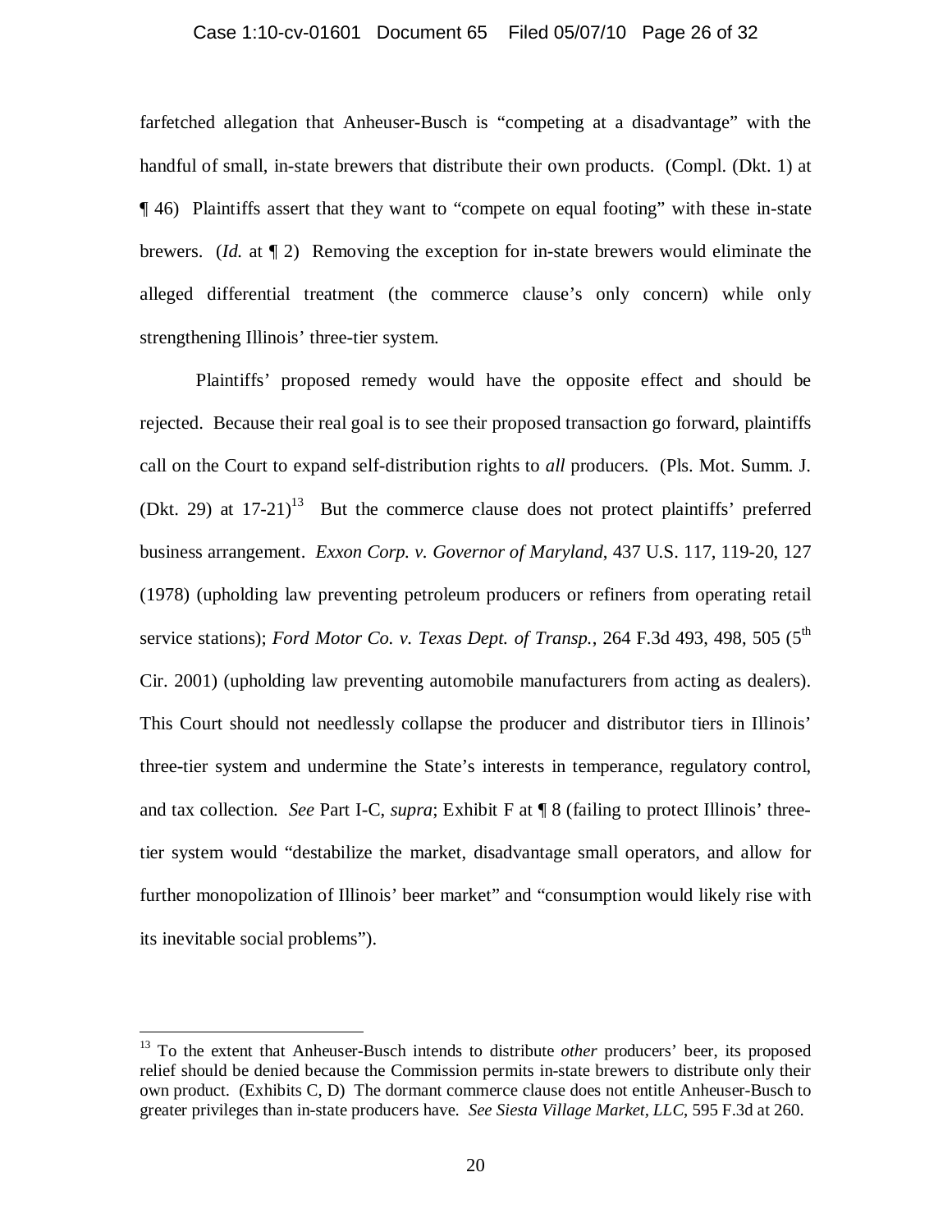farfetched allegation that Anheuser-Busch is "competing at a disadvantage" with the handful of small, in-state brewers that distribute their own products. (Compl. (Dkt. 1) at ¶ 46) Plaintiffs assert that they want to "compete on equal footing" with these in-state brewers. (*Id.* at ¶ 2) Removing the exception for in-state brewers would eliminate the alleged differential treatment (the commerce clause's only concern) while only strengthening Illinois' three-tier system.

Plaintiffs' proposed remedy would have the opposite effect and should be rejected. Because their real goal is to see their proposed transaction go forward, plaintiffs call on the Court to expand self-distribution rights to *all* producers. (Pls. Mot. Summ. J. (Dkt. 29) at 17-21)[13] But the commerce clause does not protect plaintiffs' preferred business arrangement. *Exxon Corp. v. Governor of Maryland*, 437 U.S. 117, 119-20, 127 (1978) (upholding law preventing petroleum producers or refiners from operating retail service stations); *Ford Motor Co. v. Texas Dept. of Transp.*, 264 F.3d 493, 498, 505 (5th Cir. 2001) (upholding law preventing automobile manufacturers from acting as dealers). This Court should not needlessly collapse the producer and distributor tiers in Illinois' three-tier system and undermine the State's interests in temperance, regulatory control, and tax collection. *See* Part I-C, *supra*; Exhibit F at ¶ 8 (failing to protect Illinois' three-tier system would "destabilize the market, disadvantage small operators, and allow for further monopolization of Illinois' beer market" and "consumption would likely rise with its inevitable social problems").

---

[13] To the extent that Anheuser-Busch intends to distribute *other* producers' beer, its proposed relief should be denied because the Commission permits in-state brewers to distribute only their own product. (Exhibits C, D) The dormant commerce clause does not entitle Anheuser-Busch to greater privileges than in-state producers have. *See Siesta Village Market, LLC*, 595 F.3d at 260.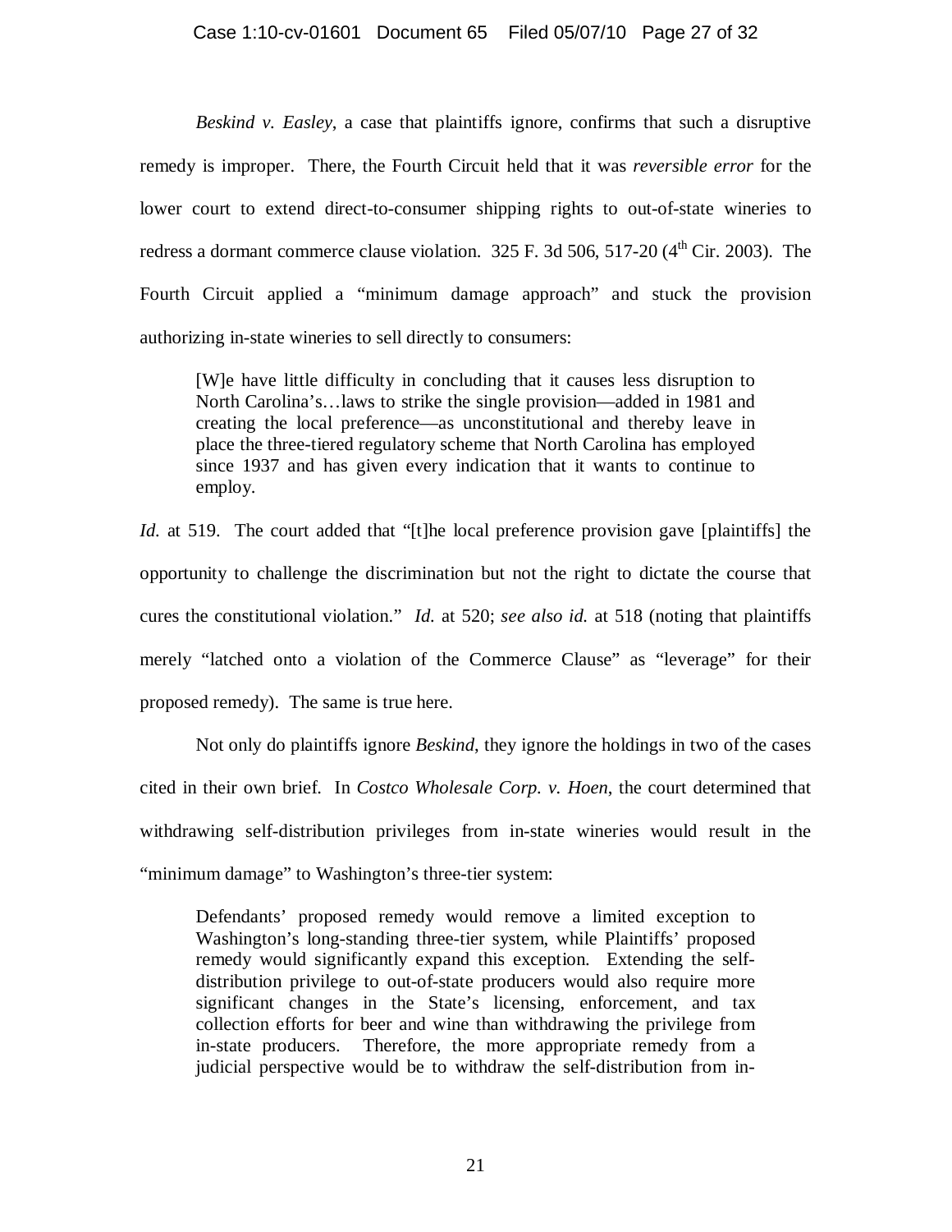*Beskind v. Easley*, a case that plaintiffs ignore, confirms that such a disruptive remedy is improper. There, the Fourth Circuit held that it was *reversible error* for the lower court to extend direct-to-consumer shipping rights to out-of-state wineries to redress a dormant commerce clause violation. 325 F. 3d 506, 517-20 (4th Cir. 2003). The Fourth Circuit applied a "minimum damage approach" and stuck the provision authorizing in-state wineries to sell directly to consumers:

> [W]e have little difficulty in concluding that it causes less disruption to North Carolina's…laws to strike the single provision—added in 1981 and creating the local preference—as unconstitutional and thereby leave in place the three-tiered regulatory scheme that North Carolina has employed since 1937 and has given every indication that it wants to continue to employ.

*Id.* at 519. The court added that "[t]he local preference provision gave [plaintiffs] the opportunity to challenge the discrimination but not the right to dictate the course that cures the constitutional violation." *Id.* at 520; *see also id.* at 518 (noting that plaintiffs merely "latched onto a violation of the Commerce Clause" as "leverage" for their proposed remedy). The same is true here.

Not only do plaintiffs ignore *Beskind*, they ignore the holdings in two of the cases cited in their own brief. In *Costco Wholesale Corp. v. Hoen*, the court determined that withdrawing self-distribution privileges from in-state wineries would result in the "minimum damage" to Washington's three-tier system:

> Defendants' proposed remedy would remove a limited exception to Washington's long-standing three-tier system, while Plaintiffs' proposed remedy would significantly expand this exception. Extending the self-distribution privilege to out-of-state producers would also require more significant changes in the State's licensing, enforcement, and tax collection efforts for beer and wine than withdrawing the privilege from in-state producers. Therefore, the more appropriate remedy from a judicial perspective would be to withdraw the self-distribution from in-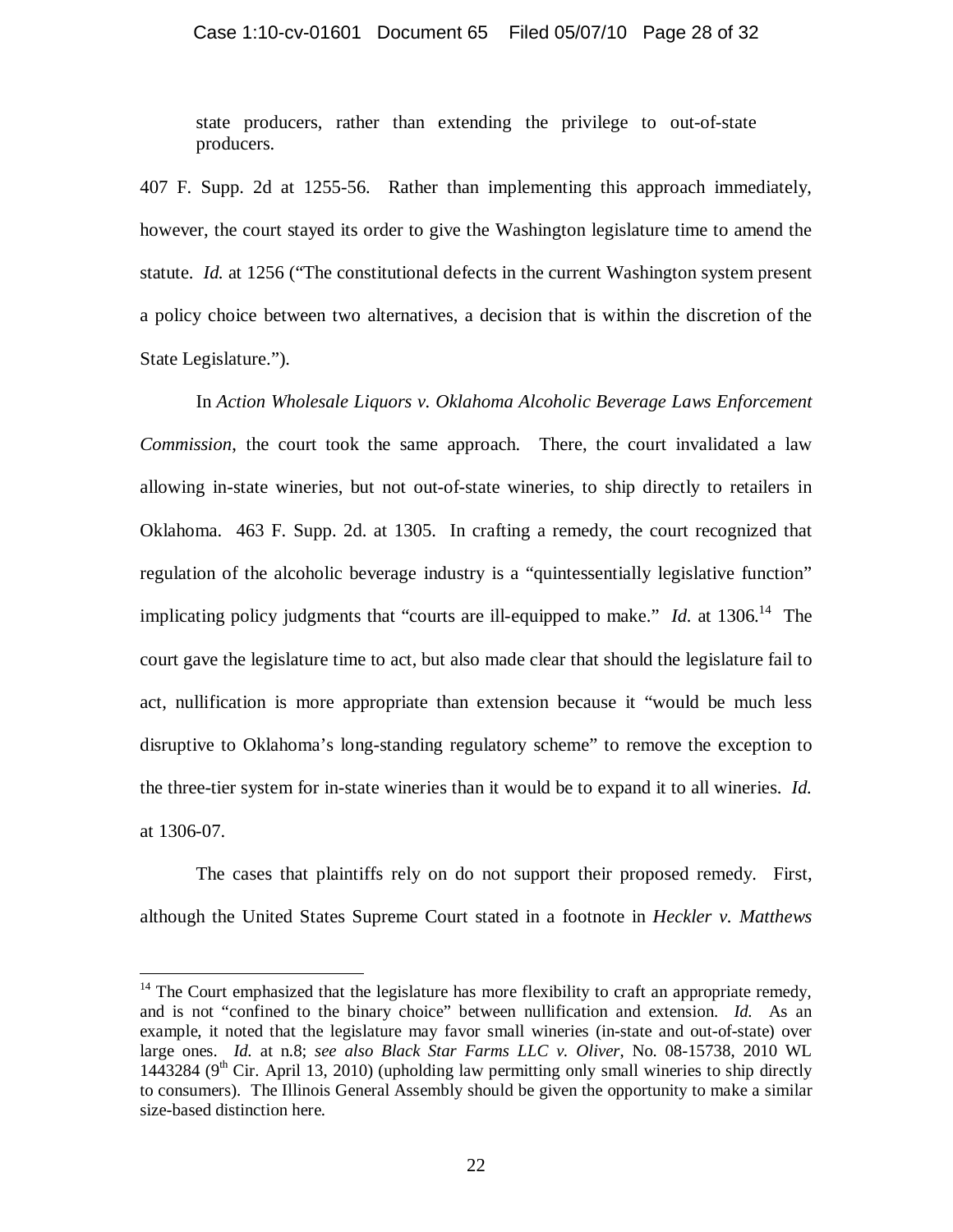state producers, rather than extending the privilege to out-of-state producers.

407 F. Supp. 2d at 1255-56. Rather than implementing this approach immediately, however, the court stayed its order to give the Washington legislature time to amend the statute. *Id.* at 1256 ("The constitutional defects in the current Washington system present a policy choice between two alternatives, a decision that is within the discretion of the State Legislature.").

In *Action Wholesale Liquors v. Oklahoma Alcoholic Beverage Laws Enforcement Commission*, the court took the same approach. There, the court invalidated a law allowing in-state wineries, but not out-of-state wineries, to ship directly to retailers in Oklahoma. 463 F. Supp. 2d. at 1305. In crafting a remedy, the court recognized that regulation of the alcoholic beverage industry is a "quintessentially legislative function" implicating policy judgments that "courts are ill-equipped to make." *Id.* at 1306.[14] The court gave the legislature time to act, but also made clear that should the legislature fail to act, nullification is more appropriate than extension because it "would be much less disruptive to Oklahoma's long-standing regulatory scheme" to remove the exception to the three-tier system for in-state wineries than it would be to expand it to all wineries. *Id.* at 1306-07.

The cases that plaintiffs rely on do not support their proposed remedy. First, although the United States Supreme Court stated in a footnote in *Heckler v. Matthews*

---

[14] The Court emphasized that the legislature has more flexibility to craft an appropriate remedy, and is not "confined to the binary choice" between nullification and extension. *Id.* As an example, it noted that the legislature may favor small wineries (in-state and out-of-state) over large ones. *Id.* at n.8; *see also Black Star Farms LLC v. Oliver*, No. 08-15738, 2010 WL 1443284 (9th Cir. April 13, 2010) (upholding law permitting only small wineries to ship directly to consumers). The Illinois General Assembly should be given the opportunity to make a similar size-based distinction here.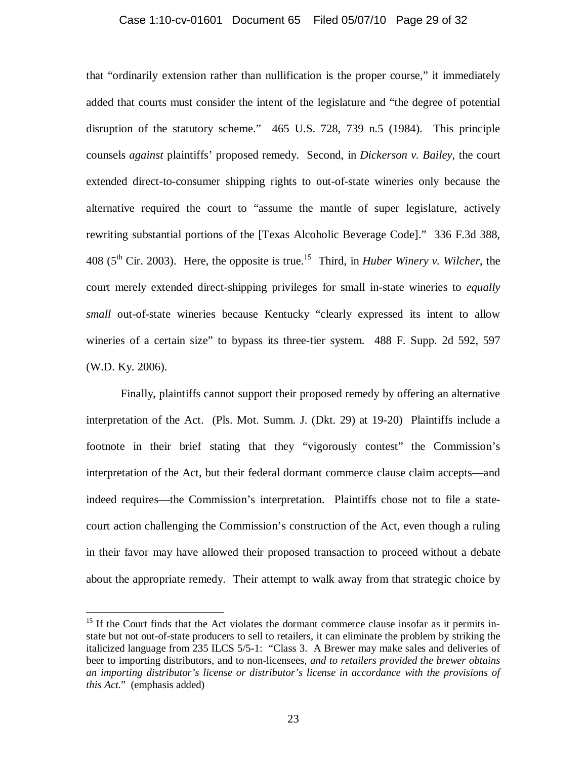that "ordinarily extension rather than nullification is the proper course," it immediately added that courts must consider the intent of the legislature and "the degree of potential disruption of the statutory scheme." 465 U.S. 728, 739 n.5 (1984). This principle counsels *against* plaintiffs' proposed remedy. Second, in *Dickerson v. Bailey*, the court extended direct-to-consumer shipping rights to out-of-state wineries only because the alternative required the court to "assume the mantle of super legislature, actively rewriting substantial portions of the [Texas Alcoholic Beverage Code]." 336 F.3d 388, 408 (5th Cir. 2003). Here, the opposite is true.[15] Third, in *Huber Winery v. Wilcher*, the court merely extended direct-shipping privileges for small in-state wineries to *equally small* out-of-state wineries because Kentucky "clearly expressed its intent to allow wineries of a certain size" to bypass its three-tier system. 488 F. Supp. 2d 592, 597 (W.D. Ky. 2006).

Finally, plaintiffs cannot support their proposed remedy by offering an alternative interpretation of the Act. (Pls. Mot. Summ. J. (Dkt. 29) at 19-20) Plaintiffs include a footnote in their brief stating that they "vigorously contest" the Commission's interpretation of the Act, but their federal dormant commerce clause claim accepts—and indeed requires—the Commission's interpretation. Plaintiffs chose not to file a state-court action challenging the Commission's construction of the Act, even though a ruling in their favor may have allowed their proposed transaction to proceed without a debate about the appropriate remedy. Their attempt to walk away from that strategic choice by

---

[15] If the Court finds that the Act violates the dormant commerce clause insofar as it permits in-state but not out-of-state producers to sell to retailers, it can eliminate the problem by striking the italicized language from 235 ILCS 5/5-1: "Class 3. A Brewer may make sales and deliveries of beer to importing distributors, and to non-licensees, *and to retailers provided the brewer obtains an importing distributor's license or distributor's license in accordance with the provisions of this Act.*" (emphasis added)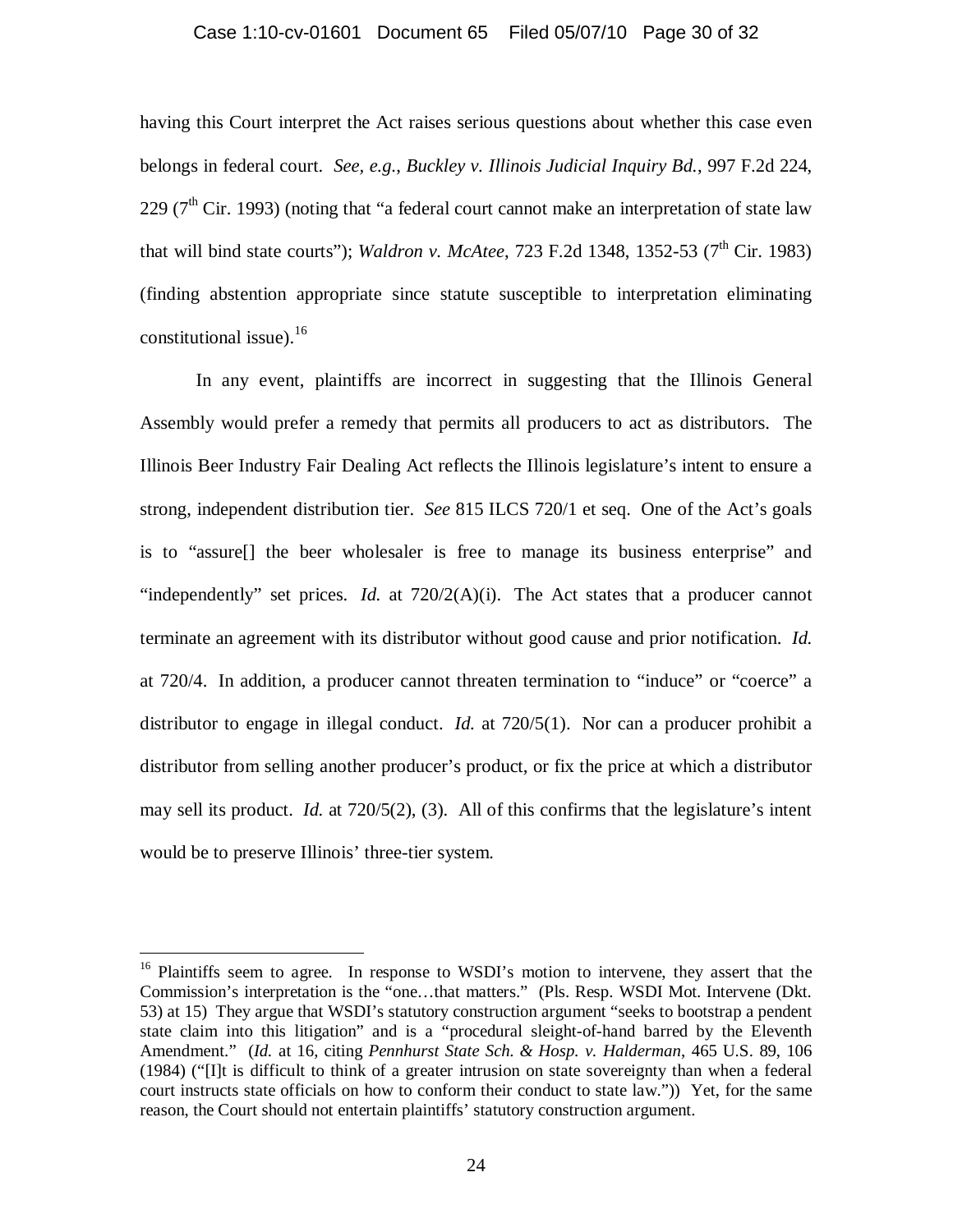having this Court interpret the Act raises serious questions about whether this case even belongs in federal court. *See, e.g.*, *Buckley v. Illinois Judicial Inquiry Bd.*, 997 F.2d 224, 229 (7th Cir. 1993) (noting that "a federal court cannot make an interpretation of state law that will bind state courts"); *Waldron v. McAtee*, 723 F.2d 1348, 1352-53 (7th Cir. 1983) (finding abstention appropriate since statute susceptible to interpretation eliminating constitutional issue).[16]

In any event, plaintiffs are incorrect in suggesting that the Illinois General Assembly would prefer a remedy that permits all producers to act as distributors. The Illinois Beer Industry Fair Dealing Act reflects the Illinois legislature's intent to ensure a strong, independent distribution tier. *See* 815 ILCS 720/1 et seq. One of the Act's goals is to "assure[] the beer wholesaler is free to manage its business enterprise" and "independently" set prices. *Id.* at 720/2(A)(i). The Act states that a producer cannot terminate an agreement with its distributor without good cause and prior notification. *Id.* at 720/4. In addition, a producer cannot threaten termination to "induce" or "coerce" a distributor to engage in illegal conduct. *Id.* at 720/5(1). Nor can a producer prohibit a distributor from selling another producer's product, or fix the price at which a distributor may sell its product. *Id.* at 720/5(2), (3). All of this confirms that the legislature's intent would be to preserve Illinois' three-tier system.

---

[16] Plaintiffs seem to agree. In response to WSDI's motion to intervene, they assert that the Commission's interpretation is the "one…that matters." (Pls. Resp. WSDI Mot. Intervene (Dkt. 53) at 15) They argue that WSDI's statutory construction argument "seeks to bootstrap a pendent state claim into this litigation" and is a "procedural sleight-of-hand barred by the Eleventh Amendment." (*Id.* at 16, citing *Pennhurst State Sch. & Hosp. v. Halderman*, 465 U.S. 89, 106 (1984) ("[I]t is difficult to think of a greater intrusion on state sovereignty than when a federal court instructs state officials on how to conform their conduct to state law.")) Yet, for the same reason, the Court should not entertain plaintiffs' statutory construction argument.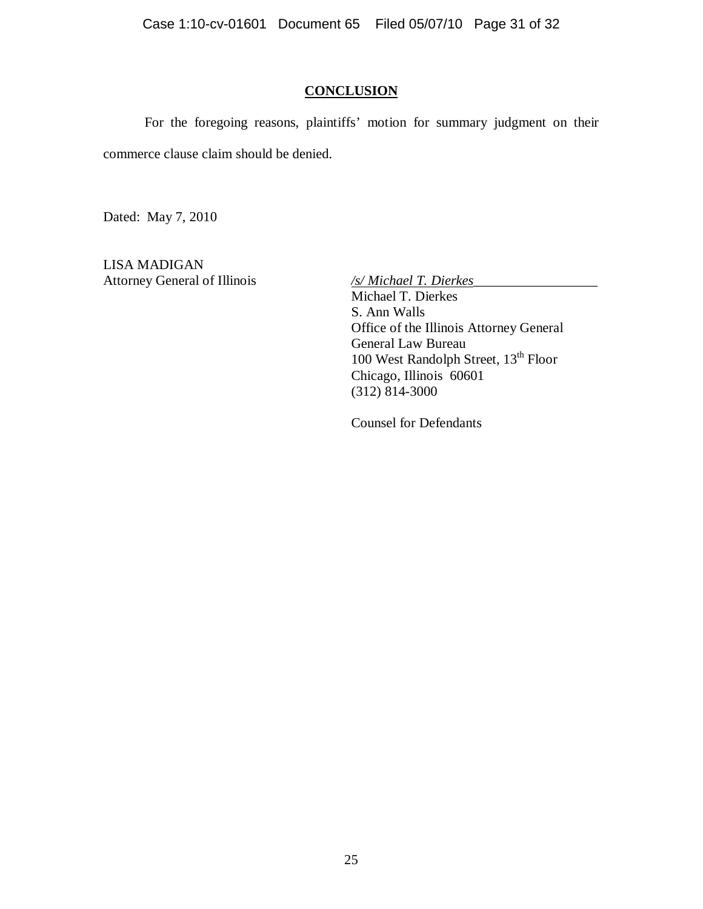## CONCLUSION

For the foregoing reasons, plaintiffs' motion for summary judgment on their commerce clause claim should be denied.

Dated: May 7, 2010

LISA MADIGAN
Attorney General of Illinois

*/s/ Michael T. Dierkes*
Michael T. Dierkes
S. Ann Walls
Office of the Illinois Attorney General
General Law Bureau
100 West Randolph Street, 13th Floor
Chicago, Illinois 60601
(312) 814-3000

Counsel for Defendants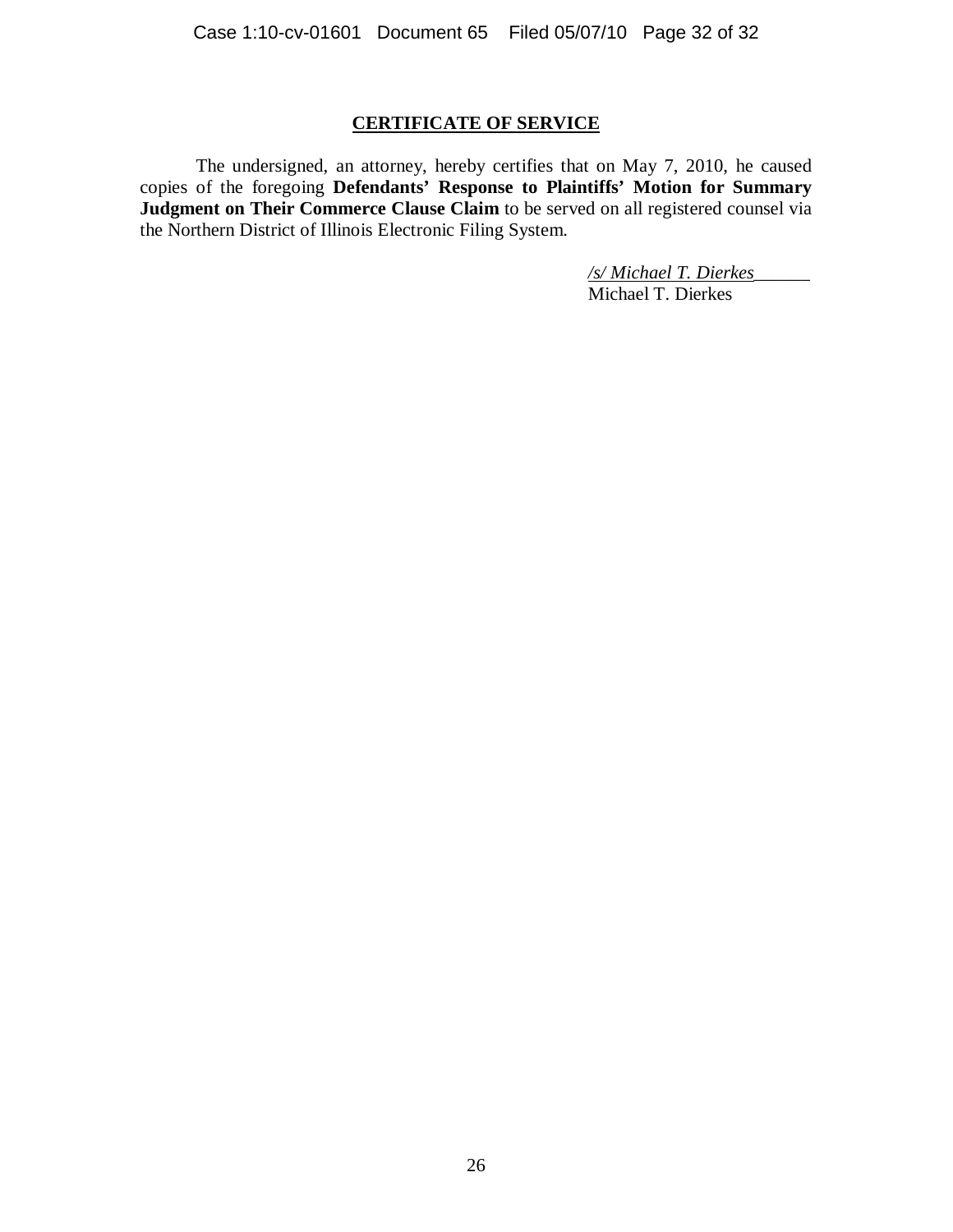## CERTIFICATE OF SERVICE

The undersigned, an attorney, hereby certifies that on May 7, 2010, he caused copies of the foregoing **Defendants' Response to Plaintiffs' Motion for Summary Judgment on Their Commerce Clause Claim** to be served on all registered counsel via the Northern District of Illinois Electronic Filing System.

*/s/ Michael T. Dierkes*
Michael T. Dierkes